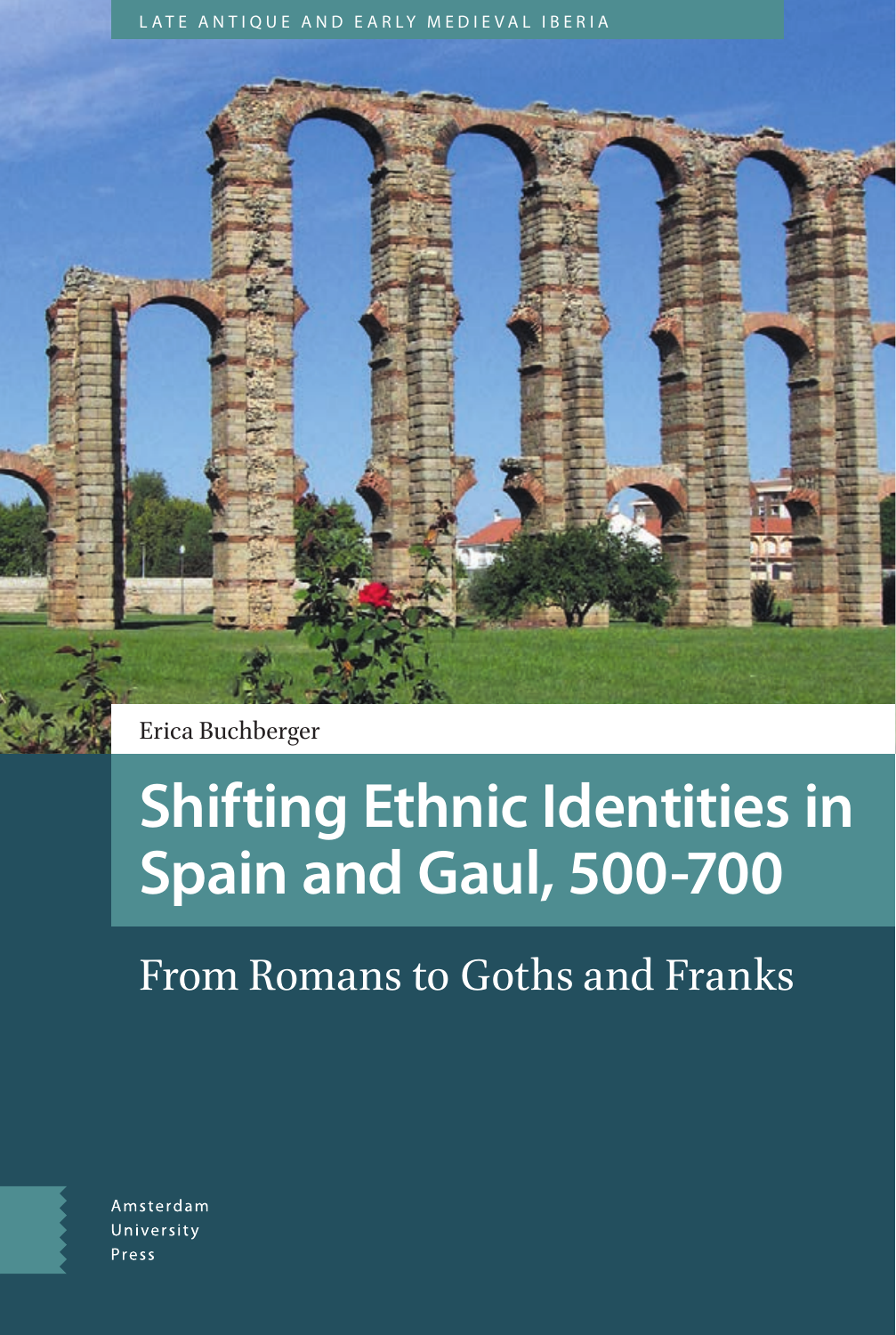LATE ANTIQUE AND EARLY MEDIEVAL IBERIA

Erica Buchberger

# Shifting Ethnic Identities in Spain and Gaul, 500-700

## From Romans to Goths and Franks

Amsterdam University Press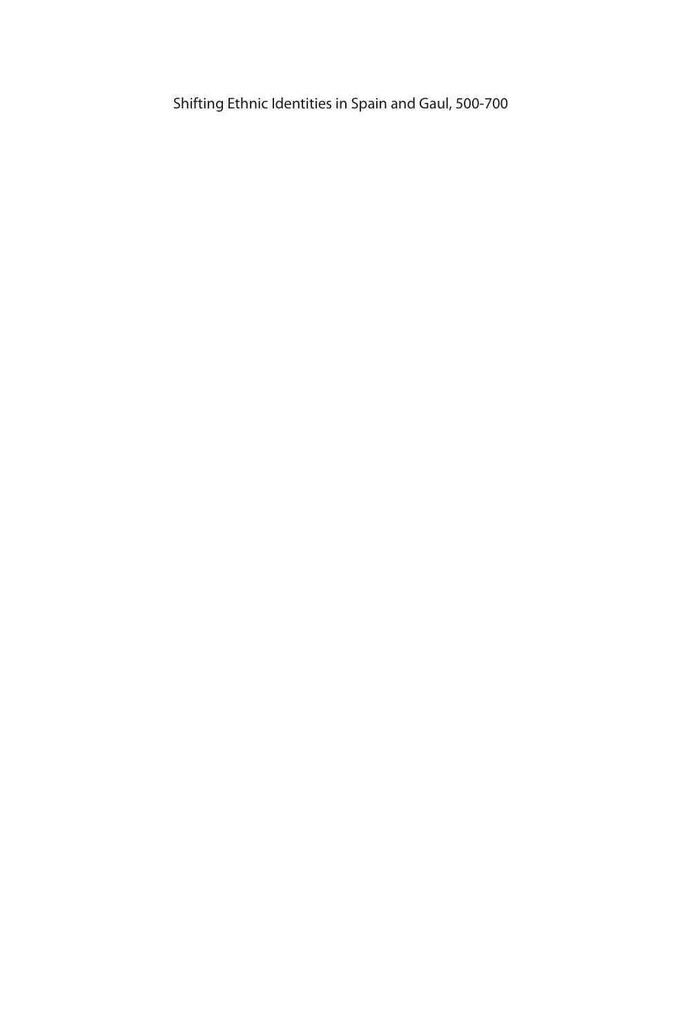Shifting Ethnic Identities in Spain and Gaul, 500-700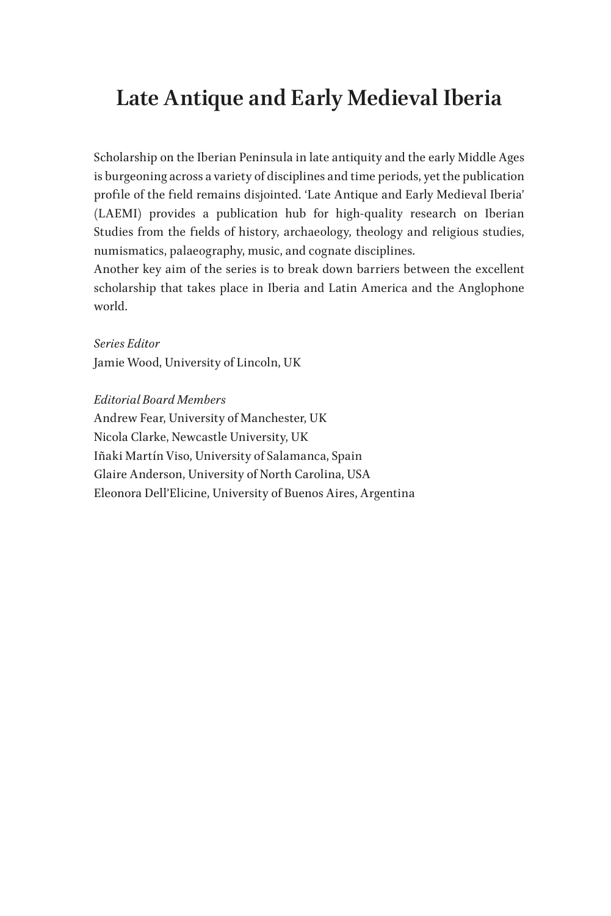# Late Antique and Early Medieval Iberia

Scholarship on the Iberian Peninsula in late antiquity and the early Middle Ages is burgeoning across a variety of disciplines and time periods, yet the publication profile of the field remains disjointed. 'Late Antique and Early Medieval Iberia' (LAEMI) provides a publication hub for high-quality research on Iberian Studies from the fields of history, archaeology, theology and religious studies, numismatics, palaeography, music, and cognate disciplines.
Another key aim of the series is to break down barriers between the excellent scholarship that takes place in Iberia and Latin America and the Anglophone world.

*Series Editor*
Jamie Wood, University of Lincoln, UK

*Editorial Board Members*
Andrew Fear, University of Manchester, UK
Nicola Clarke, Newcastle University, UK
Iñaki Martín Viso, University of Salamanca, Spain
Glaire Anderson, University of North Carolina, USA
Eleonora Dell'Elicine, University of Buenos Aires, Argentina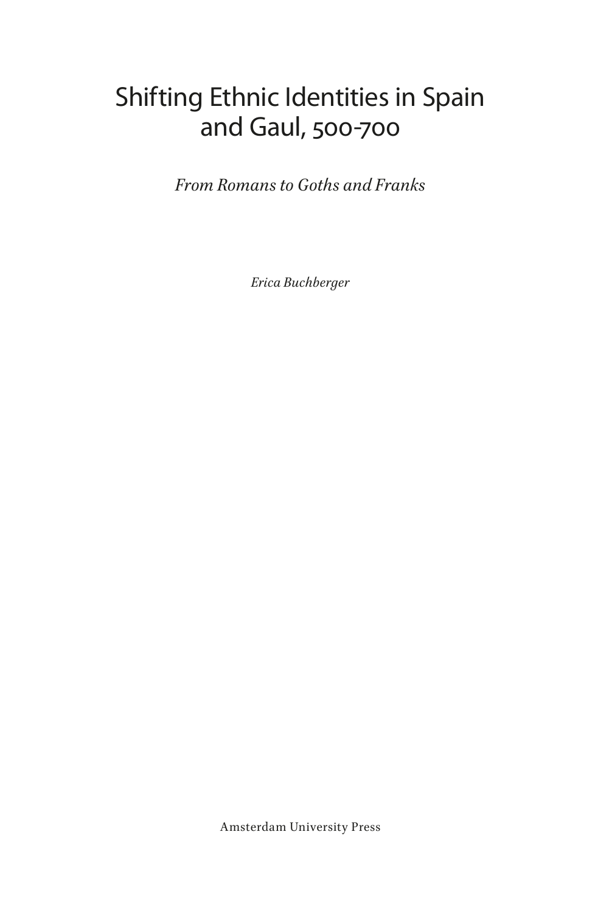# Shifting Ethnic Identities in Spain and Gaul, 500-700

*From Romans to Goths and Franks*

*Erica Buchberger*

Amsterdam University Press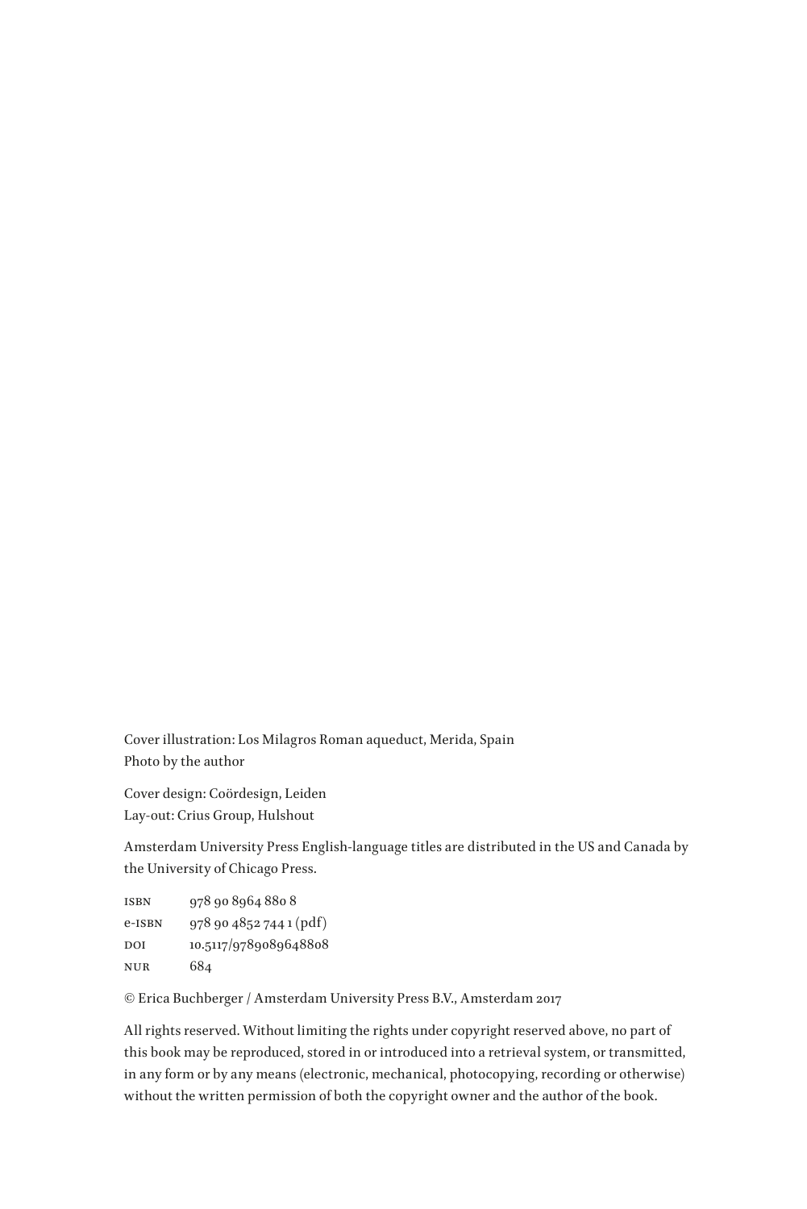Cover illustration: Los Milagros Roman aqueduct, Merida, Spain
Photo by the author

Cover design: Coördesign, Leiden
Lay-out: Crius Group, Hulshout

Amsterdam University Press English-language titles are distributed in the US and Canada by the University of Chicago Press.

ISBN 978 90 8964 880 8
e-ISBN 978 90 4852 744 1 (pdf)
DOI 10.5117/9789089648808
NUR 684

© Erica Buchberger / Amsterdam University Press B.V., Amsterdam 2017

All rights reserved. Without limiting the rights under copyright reserved above, no part of this book may be reproduced, stored in or introduced into a retrieval system, or transmitted, in any form or by any means (electronic, mechanical, photocopying, recording or otherwise) without the written permission of both the copyright owner and the author of the book.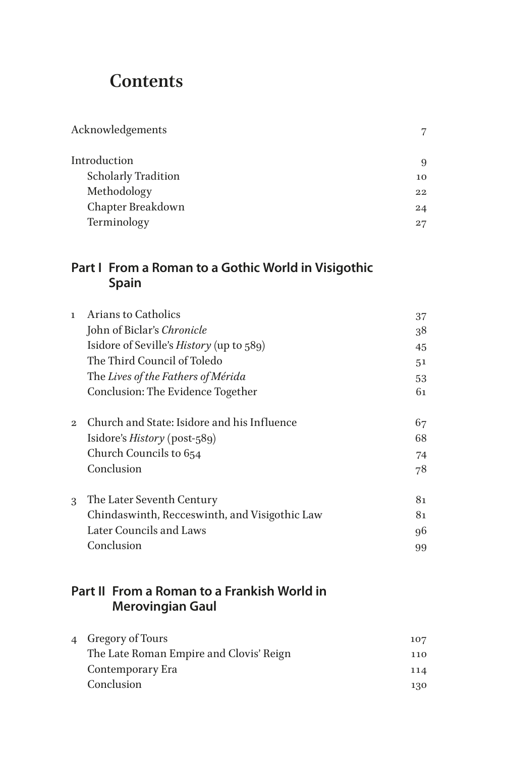# Contents

| | |
|---|---|
| Acknowledgements | 7 |
| Introduction | 9 |
| Scholarly Tradition | 10 |
| Methodology | 22 |
| Chapter Breakdown | 24 |
| Terminology | 27 |

## Part I From a Roman to a Gothic World in Visigothic Spain

| | | |
|---|---|---|
| 1 | Arians to Catholics | 37 |
| | John of Biclar's *Chronicle* | 38 |
| | Isidore of Seville's *History* (up to 589) | 45 |
| | The Third Council of Toledo | 51 |
| | The *Lives of the Fathers of Mérida* | 53 |
| | Conclusion: The Evidence Together | 61 |
| 2 | Church and State: Isidore and his Influence | 67 |
| | Isidore's *History* (post-589) | 68 |
| | Church Councils to 654 | 74 |
| | Conclusion | 78 |
| 3 | The Later Seventh Century | 81 |
| | Chindaswinth, Recceswinth, and Visigothic Law | 81 |
| | Later Councils and Laws | 96 |
| | Conclusion | 99 |

## Part II From a Roman to a Frankish World in Merovingian Gaul

| | | |
|---|---|---|
| 4 | Gregory of Tours | 107 |
| | The Late Roman Empire and Clovis' Reign | 110 |
| | Contemporary Era | 114 |
| | Conclusion | 130 |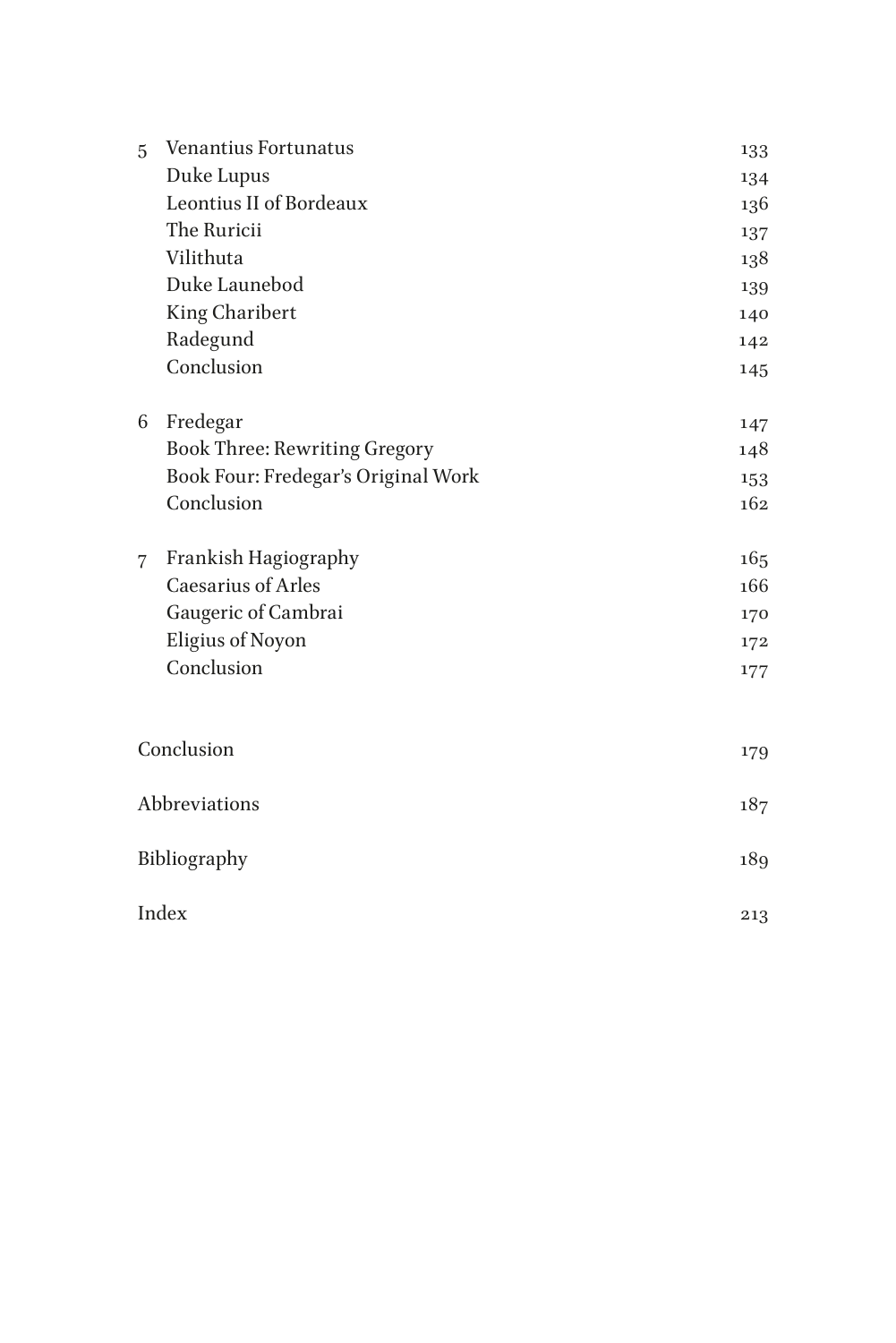5 Venantius Fortunatus 133
Duke Lupus 134
Leontius II of Bordeaux 136
The Ruricii 137
Vilithuta 138
Duke Launebod 139
King Charibert 140
Radegund 142
Conclusion 145

6 Fredegar 147
Book Three: Rewriting Gregory 148
Book Four: Fredegar's Original Work 153
Conclusion 162

7 Frankish Hagiography 165
Caesarius of Arles 166
Gaugeric of Cambrai 170
Eligius of Noyon 172
Conclusion 177

Conclusion 179

Abbreviations 187

Bibliography 189

Index 213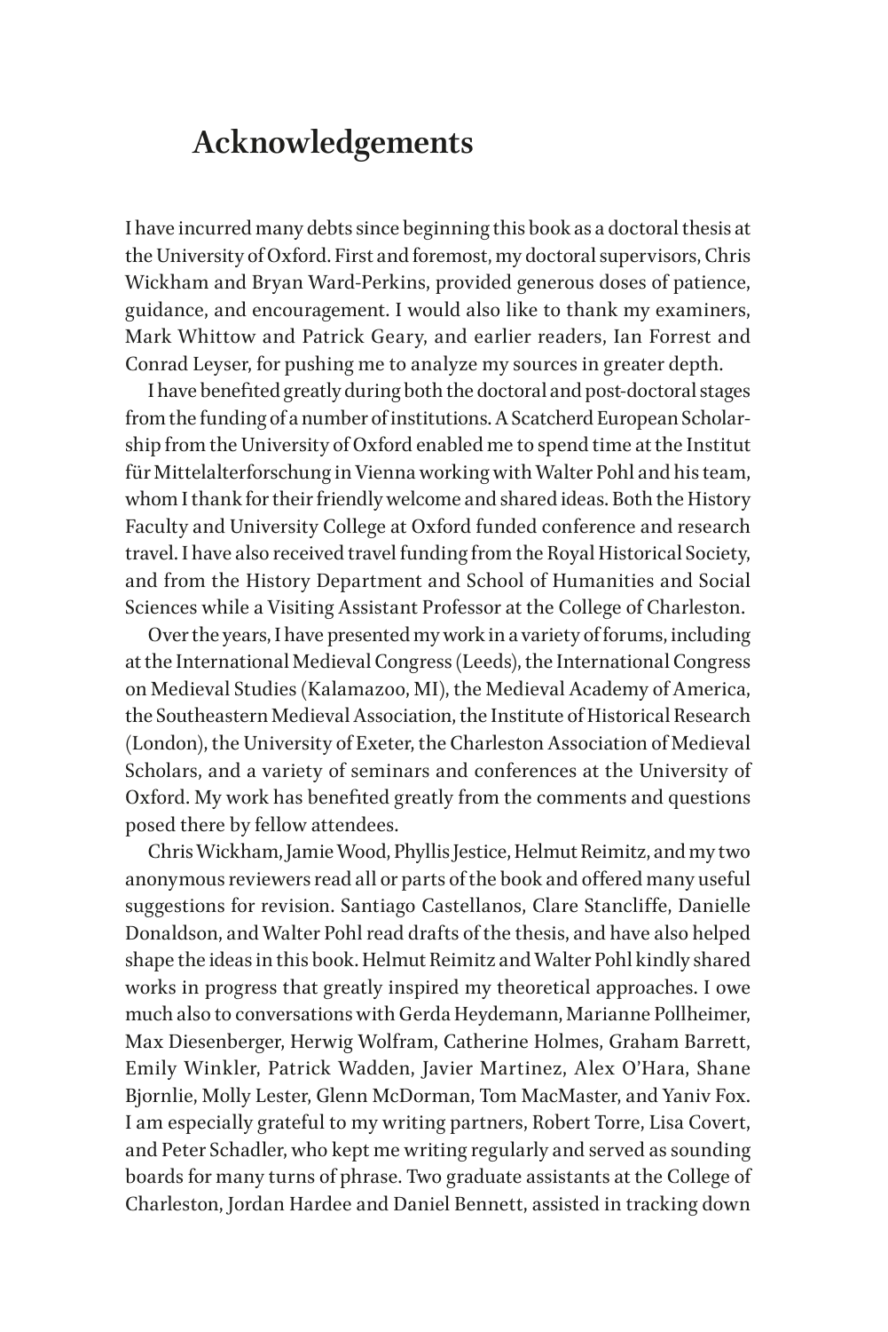# Acknowledgements

I have incurred many debts since beginning this book as a doctoral thesis at the University of Oxford. First and foremost, my doctoral supervisors, Chris Wickham and Bryan Ward-Perkins, provided generous doses of patience, guidance, and encouragement. I would also like to thank my examiners, Mark Whittow and Patrick Geary, and earlier readers, Ian Forrest and Conrad Leyser, for pushing me to analyze my sources in greater depth.

I have benefited greatly during both the doctoral and post-doctoral stages from the funding of a number of institutions. A Scatcherd European Scholarship from the University of Oxford enabled me to spend time at the Institut für Mittelalterforschung in Vienna working with Walter Pohl and his team, whom I thank for their friendly welcome and shared ideas. Both the History Faculty and University College at Oxford funded conference and research travel. I have also received travel funding from the Royal Historical Society, and from the History Department and School of Humanities and Social Sciences while a Visiting Assistant Professor at the College of Charleston.

Over the years, I have presented my work in a variety of forums, including at the International Medieval Congress (Leeds), the International Congress on Medieval Studies (Kalamazoo, MI), the Medieval Academy of America, the Southeastern Medieval Association, the Institute of Historical Research (London), the University of Exeter, the Charleston Association of Medieval Scholars, and a variety of seminars and conferences at the University of Oxford. My work has benefited greatly from the comments and questions posed there by fellow attendees.

Chris Wickham, Jamie Wood, Phyllis Jestice, Helmut Reimitz, and my two anonymous reviewers read all or parts of the book and offered many useful suggestions for revision. Santiago Castellanos, Clare Stancliffe, Danielle Donaldson, and Walter Pohl read drafts of the thesis, and have also helped shape the ideas in this book. Helmut Reimitz and Walter Pohl kindly shared works in progress that greatly inspired my theoretical approaches. I owe much also to conversations with Gerda Heydemann, Marianne Pollheimer, Max Diesenberger, Herwig Wolfram, Catherine Holmes, Graham Barrett, Emily Winkler, Patrick Wadden, Javier Martinez, Alex O'Hara, Shane Bjornlie, Molly Lester, Glenn McDorman, Tom MacMaster, and Yaniv Fox. I am especially grateful to my writing partners, Robert Torre, Lisa Covert, and Peter Schadler, who kept me writing regularly and served as sounding boards for many turns of phrase. Two graduate assistants at the College of Charleston, Jordan Hardee and Daniel Bennett, assisted in tracking down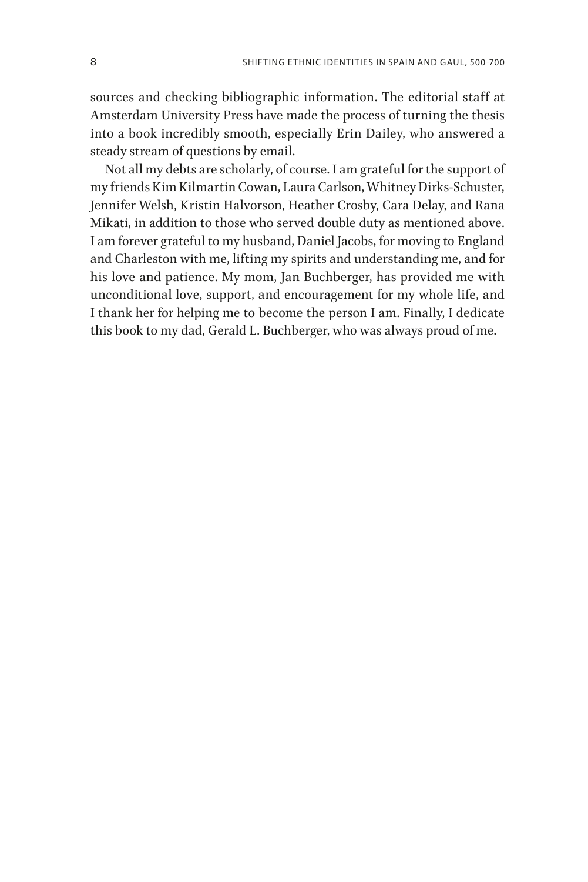sources and checking bibliographic information. The editorial staff at Amsterdam University Press have made the process of turning the thesis into a book incredibly smooth, especially Erin Dailey, who answered a steady stream of questions by email.

Not all my debts are scholarly, of course. I am grateful for the support of my friends Kim Kilmartin Cowan, Laura Carlson, Whitney Dirks-Schuster, Jennifer Welsh, Kristin Halvorson, Heather Crosby, Cara Delay, and Rana Mikati, in addition to those who served double duty as mentioned above. I am forever grateful to my husband, Daniel Jacobs, for moving to England and Charleston with me, lifting my spirits and understanding me, and for his love and patience. My mom, Jan Buchberger, has provided me with unconditional love, support, and encouragement for my whole life, and I thank her for helping me to become the person I am. Finally, I dedicate this book to my dad, Gerald L. Buchberger, who was always proud of me.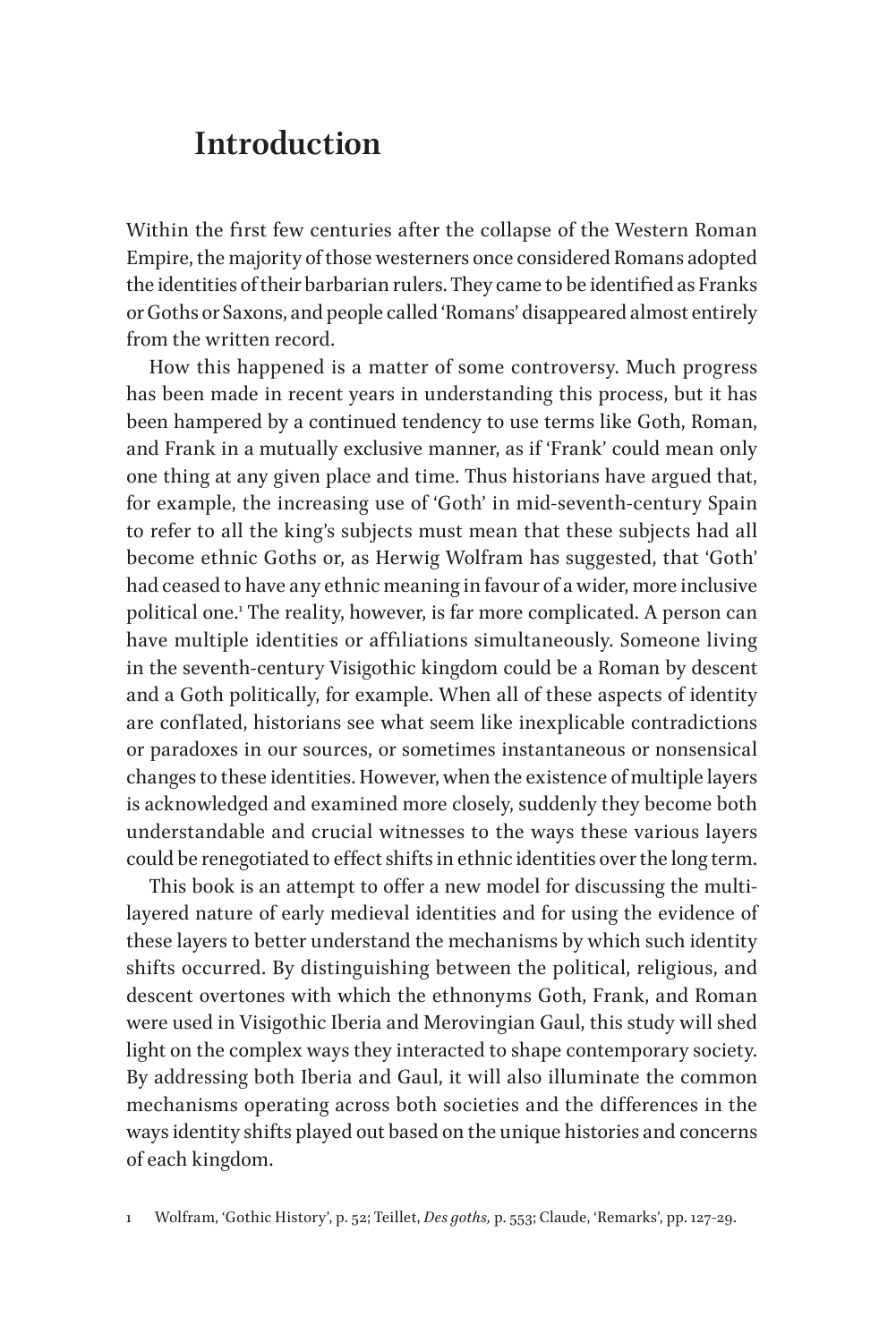# Introduction

Within the first few centuries after the collapse of the Western Roman Empire, the majority of those westerners once considered Romans adopted the identities of their barbarian rulers. They came to be identified as Franks or Goths or Saxons, and people called 'Romans' disappeared almost entirely from the written record.

How this happened is a matter of some controversy. Much progress has been made in recent years in understanding this process, but it has been hampered by a continued tendency to use terms like Goth, Roman, and Frank in a mutually exclusive manner, as if 'Frank' could mean only one thing at any given place and time. Thus historians have argued that, for example, the increasing use of 'Goth' in mid-seventh-century Spain to refer to all the king's subjects must mean that these subjects had all become ethnic Goths or, as Herwig Wolfram has suggested, that 'Goth' had ceased to have any ethnic meaning in favour of a wider, more inclusive political one.[1] The reality, however, is far more complicated. A person can have multiple identities or affiliations simultaneously. Someone living in the seventh-century Visigothic kingdom could be a Roman by descent and a Goth politically, for example. When all of these aspects of identity are conflated, historians see what seem like inexplicable contradictions or paradoxes in our sources, or sometimes instantaneous or nonsensical changes to these identities. However, when the existence of multiple layers is acknowledged and examined more closely, suddenly they become both understandable and crucial witnesses to the ways these various layers could be renegotiated to effect shifts in ethnic identities over the long term.

This book is an attempt to offer a new model for discussing the multi-layered nature of early medieval identities and for using the evidence of these layers to better understand the mechanisms by which such identity shifts occurred. By distinguishing between the political, religious, and descent overtones with which the ethnonyms Goth, Frank, and Roman were used in Visigothic Iberia and Merovingian Gaul, this study will shed light on the complex ways they interacted to shape contemporary society. By addressing both Iberia and Gaul, it will also illuminate the common mechanisms operating across both societies and the differences in the ways identity shifts played out based on the unique histories and concerns of each kingdom.

1 Wolfram, 'Gothic History', p. 52; Teillet, *Des goths,* p. 553; Claude, 'Remarks', pp. 127-29.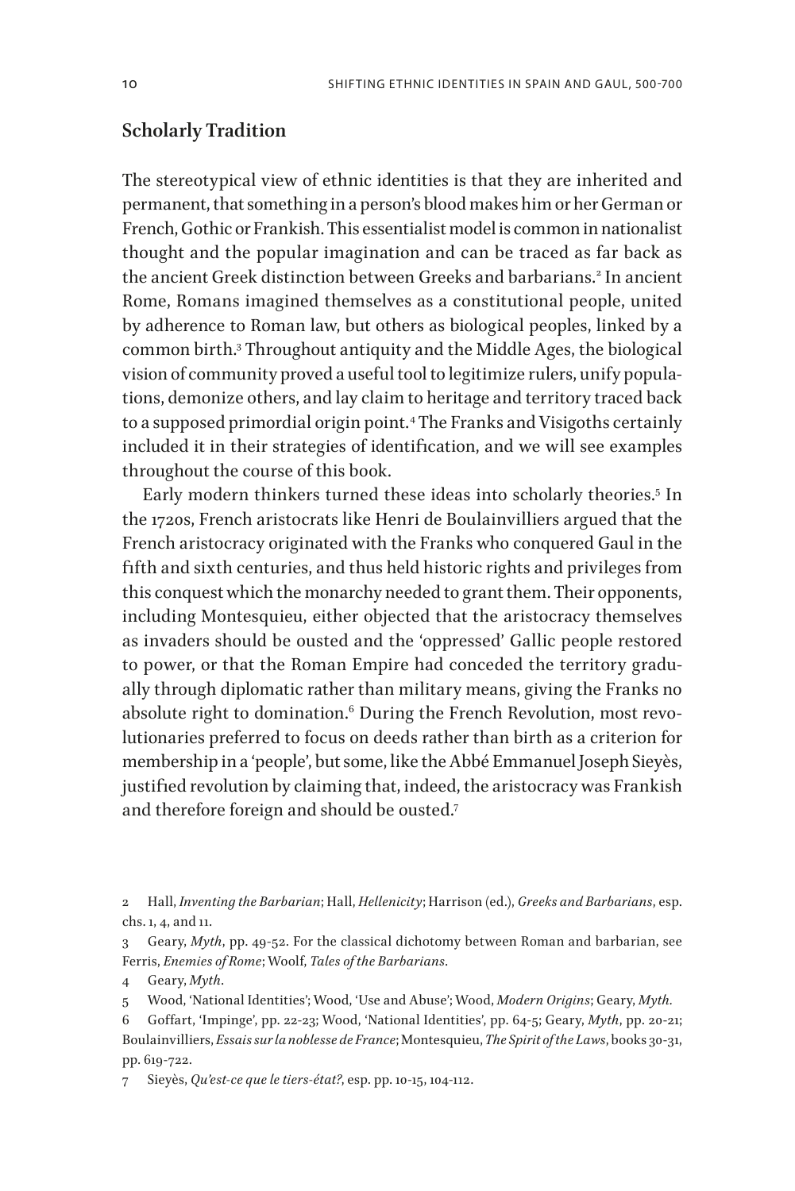## Scholarly Tradition

The stereotypical view of ethnic identities is that they are inherited and permanent, that something in a person's blood makes him or her German or French, Gothic or Frankish. This essentialist model is common in nationalist thought and the popular imagination and can be traced as far back as the ancient Greek distinction between Greeks and barbarians.[2] In ancient Rome, Romans imagined themselves as a constitutional people, united by adherence to Roman law, but others as biological peoples, linked by a common birth.[3] Throughout antiquity and the Middle Ages, the biological vision of community proved a useful tool to legitimize rulers, unify populations, demonize others, and lay claim to heritage and territory traced back to a supposed primordial origin point.[4] The Franks and Visigoths certainly included it in their strategies of identification, and we will see examples throughout the course of this book.

Early modern thinkers turned these ideas into scholarly theories.[5] In the 1720s, French aristocrats like Henri de Boulainvilliers argued that the French aristocracy originated with the Franks who conquered Gaul in the fifth and sixth centuries, and thus held historic rights and privileges from this conquest which the monarchy needed to grant them. Their opponents, including Montesquieu, either objected that the aristocracy themselves as invaders should be ousted and the 'oppressed' Gallic people restored to power, or that the Roman Empire had conceded the territory gradually through diplomatic rather than military means, giving the Franks no absolute right to domination.[6] During the French Revolution, most revolutionaries preferred to focus on deeds rather than birth as a criterion for membership in a 'people', but some, like the Abbé Emmanuel Joseph Sieyès, justified revolution by claiming that, indeed, the aristocracy was Frankish and therefore foreign and should be ousted.[7]

---

2 Hall, *Inventing the Barbarian*; Hall, *Hellenicity*; Harrison (ed.), *Greeks and Barbarians*, esp. chs. 1, 4, and 11.

3 Geary, *Myth*, pp. 49-52. For the classical dichotomy between Roman and barbarian, see Ferris, *Enemies of Rome*; Woolf, *Tales of the Barbarians*.

4 Geary, *Myth*.

5 Wood, 'National Identities'; Wood, 'Use and Abuse'; Wood, *Modern Origins*; Geary, *Myth.*

6 Goffart, 'Impinge', pp. 22-23; Wood, 'National Identities', pp. 64-5; Geary, *Myth*, pp. 20-21; Boulainvilliers, *Essais sur la noblesse de France*; Montesquieu, *The Spirit of the Laws*, books 30-31, pp. 619-722.

7 Sieyès, *Qu'est-ce que le tiers-état?*, esp. pp. 10-15, 104-112.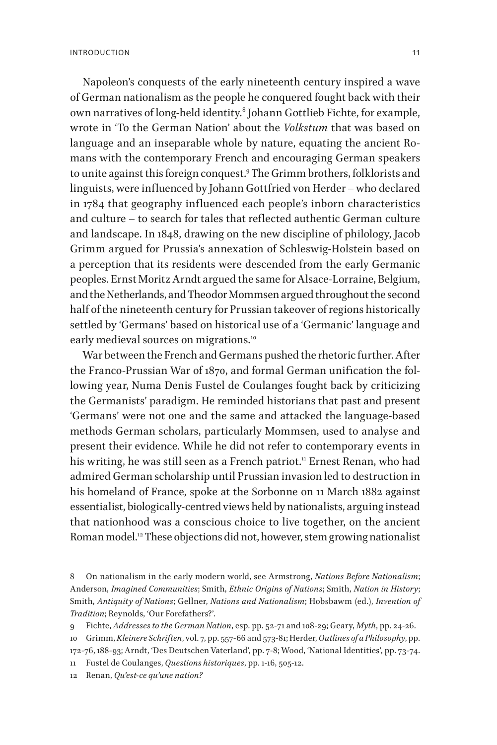Napoleon's conquests of the early nineteenth century inspired a wave of German nationalism as the people he conquered fought back with their own narratives of long-held identity.[8] Johann Gottlieb Fichte, for example, wrote in 'To the German Nation' about the *Volkstum* that was based on language and an inseparable whole by nature, equating the ancient Romans with the contemporary French and encouraging German speakers to unite against this foreign conquest.[9] The Grimm brothers, folklorists and linguists, were influenced by Johann Gottfried von Herder – who declared in 1784 that geography influenced each people's inborn characteristics and culture – to search for tales that reflected authentic German culture and landscape. In 1848, drawing on the new discipline of philology, Jacob Grimm argued for Prussia's annexation of Schleswig-Holstein based on a perception that its residents were descended from the early Germanic peoples. Ernst Moritz Arndt argued the same for Alsace-Lorraine, Belgium, and the Netherlands, and Theodor Mommsen argued throughout the second half of the nineteenth century for Prussian takeover of regions historically settled by 'Germans' based on historical use of a 'Germanic' language and early medieval sources on migrations.[10]

War between the French and Germans pushed the rhetoric further. After the Franco-Prussian War of 1870, and formal German unification the following year, Numa Denis Fustel de Coulanges fought back by criticizing the Germanists' paradigm. He reminded historians that past and present 'Germans' were not one and the same and attacked the language-based methods German scholars, particularly Mommsen, used to analyse and present their evidence. While he did not refer to contemporary events in his writing, he was still seen as a French patriot.[11] Ernest Renan, who had admired German scholarship until Prussian invasion led to destruction in his homeland of France, spoke at the Sorbonne on 11 March 1882 against essentialist, biologically-centred views held by nationalists, arguing instead that nationhood was a conscious choice to live together, on the ancient Roman model.[12] These objections did not, however, stem growing nationalist

8 On nationalism in the early modern world, see Armstrong, *Nations Before Nationalism*; Anderson, *Imagined Communities*; Smith, *Ethnic Origins of Nations*; Smith, *Nation in History*; Smith, *Antiquity of Nations*; Gellner, *Nations and Nationalism*; Hobsbawm (ed.), *Invention of Tradition*; Reynolds, 'Our Forefathers?'.

9 Fichte, *Addresses to the German Nation*, esp. pp. 52-71 and 108-29; Geary, *Myth*, pp. 24-26.

10 Grimm, *Kleinere Schriften*, vol. 7, pp. 557-66 and 573-81; Herder, *Outlines of a Philosophy*, pp. 172-76, 188-93; Arndt, 'Des Deutschen Vaterland', pp. 7-8; Wood, 'National Identities', pp. 73-74.

11 Fustel de Coulanges, *Questions historiques*, pp. 1-16, 505-12.

12 Renan, *Qu'est-ce qu'une nation?*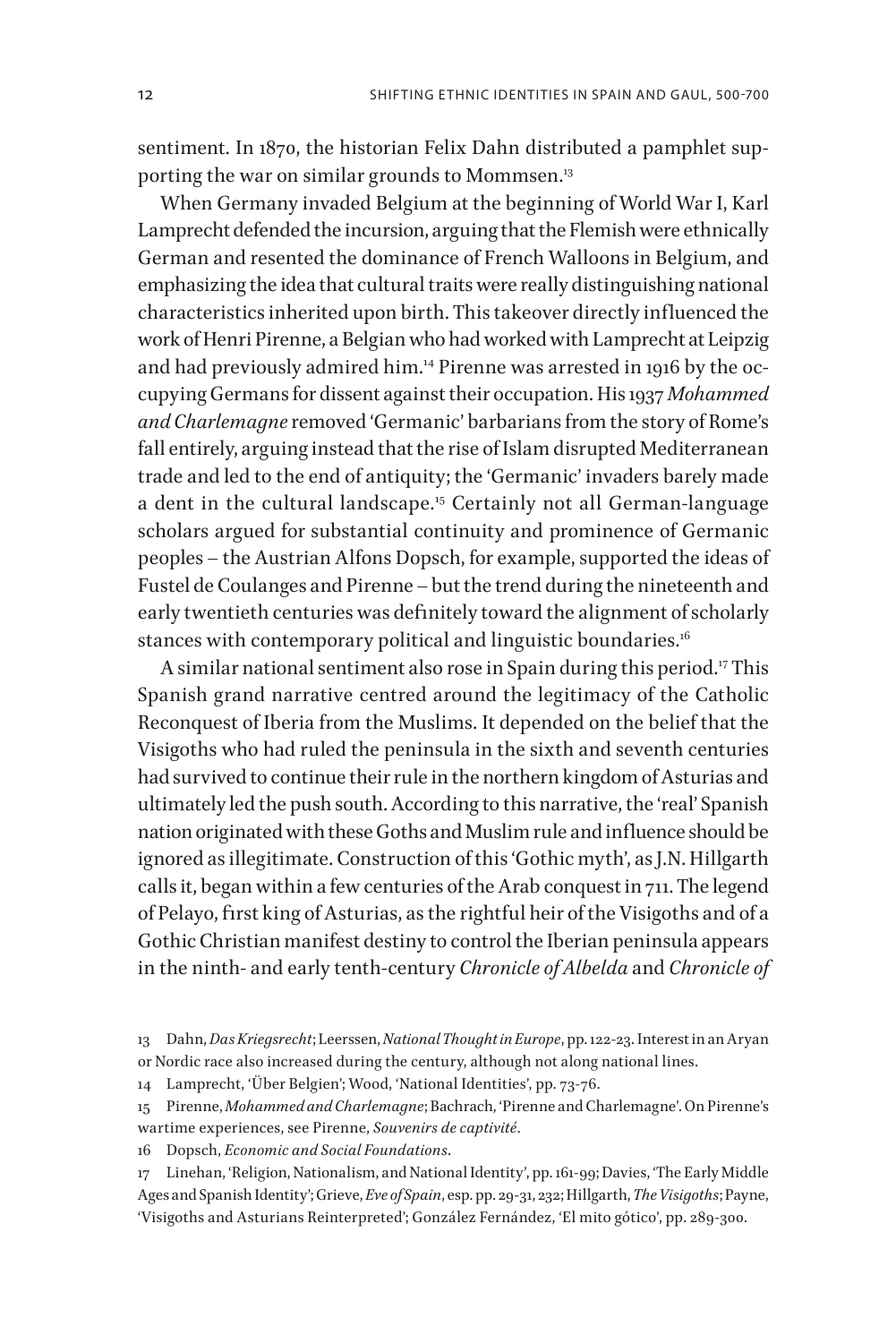sentiment. In 1870, the historian Felix Dahn distributed a pamphlet supporting the war on similar grounds to Mommsen.[13]

When Germany invaded Belgium at the beginning of World War I, Karl Lamprecht defended the incursion, arguing that the Flemish were ethnically German and resented the dominance of French Walloons in Belgium, and emphasizing the idea that cultural traits were really distinguishing national characteristics inherited upon birth. This takeover directly influenced the work of Henri Pirenne, a Belgian who had worked with Lamprecht at Leipzig and had previously admired him.[14] Pirenne was arrested in 1916 by the occupying Germans for dissent against their occupation. His 1937 *Mohammed and Charlemagne* removed 'Germanic' barbarians from the story of Rome's fall entirely, arguing instead that the rise of Islam disrupted Mediterranean trade and led to the end of antiquity; the 'Germanic' invaders barely made a dent in the cultural landscape.[15] Certainly not all German-language scholars argued for substantial continuity and prominence of Germanic peoples – the Austrian Alfons Dopsch, for example, supported the ideas of Fustel de Coulanges and Pirenne – but the trend during the nineteenth and early twentieth centuries was definitely toward the alignment of scholarly stances with contemporary political and linguistic boundaries.[16]

A similar national sentiment also rose in Spain during this period.[17] This Spanish grand narrative centred around the legitimacy of the Catholic Reconquest of Iberia from the Muslims. It depended on the belief that the Visigoths who had ruled the peninsula in the sixth and seventh centuries had survived to continue their rule in the northern kingdom of Asturias and ultimately led the push south. According to this narrative, the 'real' Spanish nation originated with these Goths and Muslim rule and influence should be ignored as illegitimate. Construction of this 'Gothic myth', as J.N. Hillgarth calls it, began within a few centuries of the Arab conquest in 711. The legend of Pelayo, first king of Asturias, as the rightful heir of the Visigoths and of a Gothic Christian manifest destiny to control the Iberian peninsula appears in the ninth- and early tenth-century *Chronicle of Albelda* and *Chronicle of*

13 Dahn, *Das Kriegsrecht*; Leerssen, *National Thought in Europe*, pp. 122-23. Interest in an Aryan or Nordic race also increased during the century, although not along national lines.

14 Lamprecht, 'Über Belgien'; Wood, 'National Identities', pp. 73-76.

15 Pirenne, *Mohammed and Charlemagne*; Bachrach, 'Pirenne and Charlemagne'. On Pirenne's wartime experiences, see Pirenne, *Souvenirs de captivité*.

16 Dopsch, *Economic and Social Foundations*.

17 Linehan, 'Religion, Nationalism, and National Identity', pp. 161-99; Davies, 'The Early Middle Ages and Spanish Identity'; Grieve, *Eve of Spain*, esp. pp. 29-31, 232; Hillgarth, *The Visigoths*; Payne, 'Visigoths and Asturians Reinterpreted'; González Fernández, 'El mito gótico', pp. 289-300.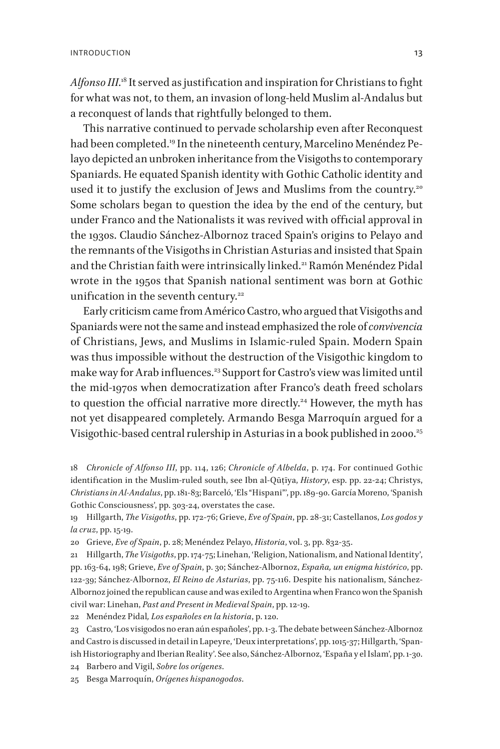*Alfonso III*.[18] It served as justification and inspiration for Christians to fight for what was not, to them, an invasion of long-held Muslim al-Andalus but a reconquest of lands that rightfully belonged to them.

This narrative continued to pervade scholarship even after Reconquest had been completed.[19] In the nineteenth century, Marcelino Menéndez Pelayo depicted an unbroken inheritance from the Visigoths to contemporary Spaniards. He equated Spanish identity with Gothic Catholic identity and used it to justify the exclusion of Jews and Muslims from the country.[20] Some scholars began to question the idea by the end of the century, but under Franco and the Nationalists it was revived with official approval in the 1930s. Claudio Sánchez-Albornoz traced Spain's origins to Pelayo and the remnants of the Visigoths in Christian Asturias and insisted that Spain and the Christian faith were intrinsically linked.[21] Ramón Menéndez Pidal wrote in the 1950s that Spanish national sentiment was born at Gothic unification in the seventh century.[22]

Early criticism came from Américo Castro, who argued that Visigoths and Spaniards were not the same and instead emphasized the role of *convivencia* of Christians, Jews, and Muslims in Islamic-ruled Spain. Modern Spain was thus impossible without the destruction of the Visigothic kingdom to make way for Arab influences.[23] Support for Castro's view was limited until the mid-1970s when democratization after Franco's death freed scholars to question the official narrative more directly.[24] However, the myth has not yet disappeared completely. Armando Besga Marroquín argued for a Visigothic-based central rulership in Asturias in a book published in 2000.[25]

18 *Chronicle of Alfonso III*, pp. 114, 126; *Chronicle of Albelda*, p. 174. For continued Gothic identification in the Muslim-ruled south, see Ibn al-Qūṭīya, *History*, esp. pp. 22-24; Christys, *Christians in Al-Andalus*, pp. 181-83; Barceló, 'Els "Hispani"', pp. 189-90. García Moreno, 'Spanish Gothic Consciousness', pp. 303-24, overstates the case.

19 Hillgarth, *The Visigoths*, pp. 172-76; Grieve, *Eve of Spain*, pp. 28-31; Castellanos, *Los godos y la cruz*, pp. 15-19.

20 Grieve, *Eve of Spain*, p. 28; Menéndez Pelayo, *Historia*, vol. 3, pp. 832-35.

21 Hillgarth, *The Visigoths*, pp. 174-75; Linehan, 'Religion, Nationalism, and National Identity', pp. 163-64, 198; Grieve, *Eve of Spain*, p. 30; Sánchez-Albornoz, *España, un enigma histórico*, pp. 122-39; Sánchez-Albornoz, *El Reino de Asturias*, pp. 75-116. Despite his nationalism, Sánchez-Albornoz joined the republican cause and was exiled to Argentina when Franco won the Spanish civil war: Linehan, *Past and Present in Medieval Spain*, pp. 12-19.

22 Menéndez Pidal*, Los españoles en la historia*, p. 120.

23 Castro, 'Los visigodos no eran aún españoles', pp. 1-3. The debate between Sánchez-Albornoz and Castro is discussed in detail in Lapeyre, 'Deux interpretations', pp. 1015-37; Hillgarth, 'Spanish Historiography and Iberian Reality'. See also, Sánchez-Albornoz, 'España y el Islam', pp. 1-30.

24 Barbero and Vigil, *Sobre los orígenes*.

25 Besga Marroquín, *Orígenes hispanogodos*.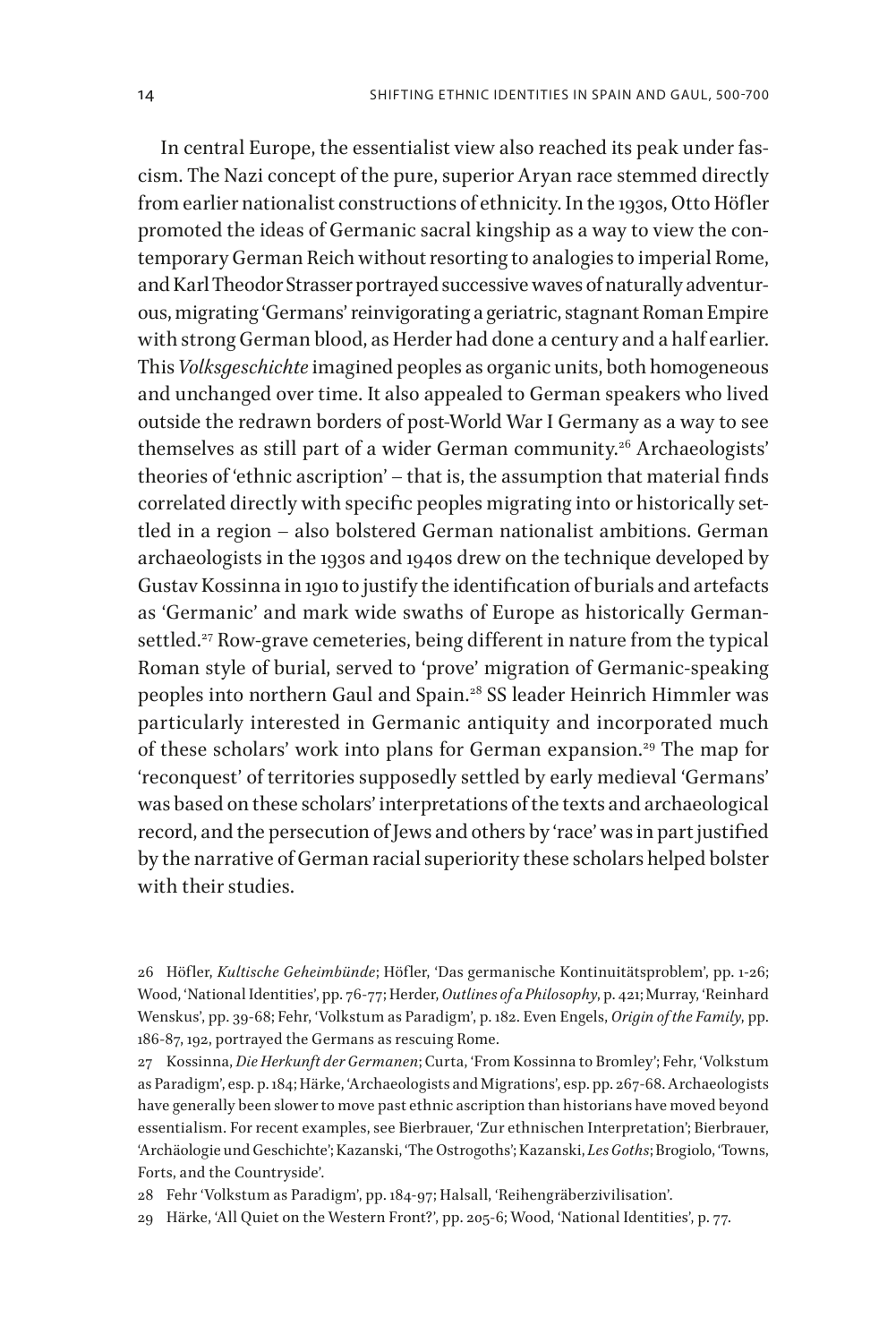In central Europe, the essentialist view also reached its peak under fascism. The Nazi concept of the pure, superior Aryan race stemmed directly from earlier nationalist constructions of ethnicity. In the 1930s, Otto Höfler promoted the ideas of Germanic sacral kingship as a way to view the contemporary German Reich without resorting to analogies to imperial Rome, and Karl Theodor Strasser portrayed successive waves of naturally adventurous, migrating 'Germans' reinvigorating a geriatric, stagnant Roman Empire with strong German blood, as Herder had done a century and a half earlier. This *Volksgeschichte* imagined peoples as organic units, both homogeneous and unchanged over time. It also appealed to German speakers who lived outside the redrawn borders of post-World War I Germany as a way to see themselves as still part of a wider German community.[26] Archaeologists' theories of 'ethnic ascription' – that is, the assumption that material finds correlated directly with specific peoples migrating into or historically settled in a region – also bolstered German nationalist ambitions. German archaeologists in the 1930s and 1940s drew on the technique developed by Gustav Kossinna in 1910 to justify the identification of burials and artefacts as 'Germanic' and mark wide swaths of Europe as historically German-settled.[27] Row-grave cemeteries, being different in nature from the typical Roman style of burial, served to 'prove' migration of Germanic-speaking peoples into northern Gaul and Spain.[28] SS leader Heinrich Himmler was particularly interested in Germanic antiquity and incorporated much of these scholars' work into plans for German expansion.[29] The map for 'reconquest' of territories supposedly settled by early medieval 'Germans' was based on these scholars' interpretations of the texts and archaeological record, and the persecution of Jews and others by 'race' was in part justified by the narrative of German racial superiority these scholars helped bolster with their studies.

26 Höfler, *Kultische Geheimbünde*; Höfler, 'Das germanische Kontinuitätsproblem', pp. 1-26; Wood, 'National Identities', pp. 76-77; Herder, *Outlines of a Philosophy*, p. 421; Murray, 'Reinhard Wenskus', pp. 39-68; Fehr, 'Volkstum as Paradigm', p. 182. Even Engels, *Origin of the Family*, pp. 186-87, 192, portrayed the Germans as rescuing Rome.

27 Kossinna, *Die Herkunft der Germanen*; Curta, 'From Kossinna to Bromley'; Fehr, 'Volkstum as Paradigm', esp. p. 184; Härke, 'Archaeologists and Migrations', esp. pp. 267-68. Archaeologists have generally been slower to move past ethnic ascription than historians have moved beyond essentialism. For recent examples, see Bierbrauer, 'Zur ethnischen Interpretation'; Bierbrauer, 'Archäologie und Geschichte'; Kazanski, 'The Ostrogoths'; Kazanski, *Les Goths*; Brogiolo, 'Towns, Forts, and the Countryside'.

28 Fehr 'Volkstum as Paradigm', pp. 184-97; Halsall, 'Reihengräberzivilisation'.

29 Härke, 'All Quiet on the Western Front?', pp. 205-6; Wood, 'National Identities', p. 77.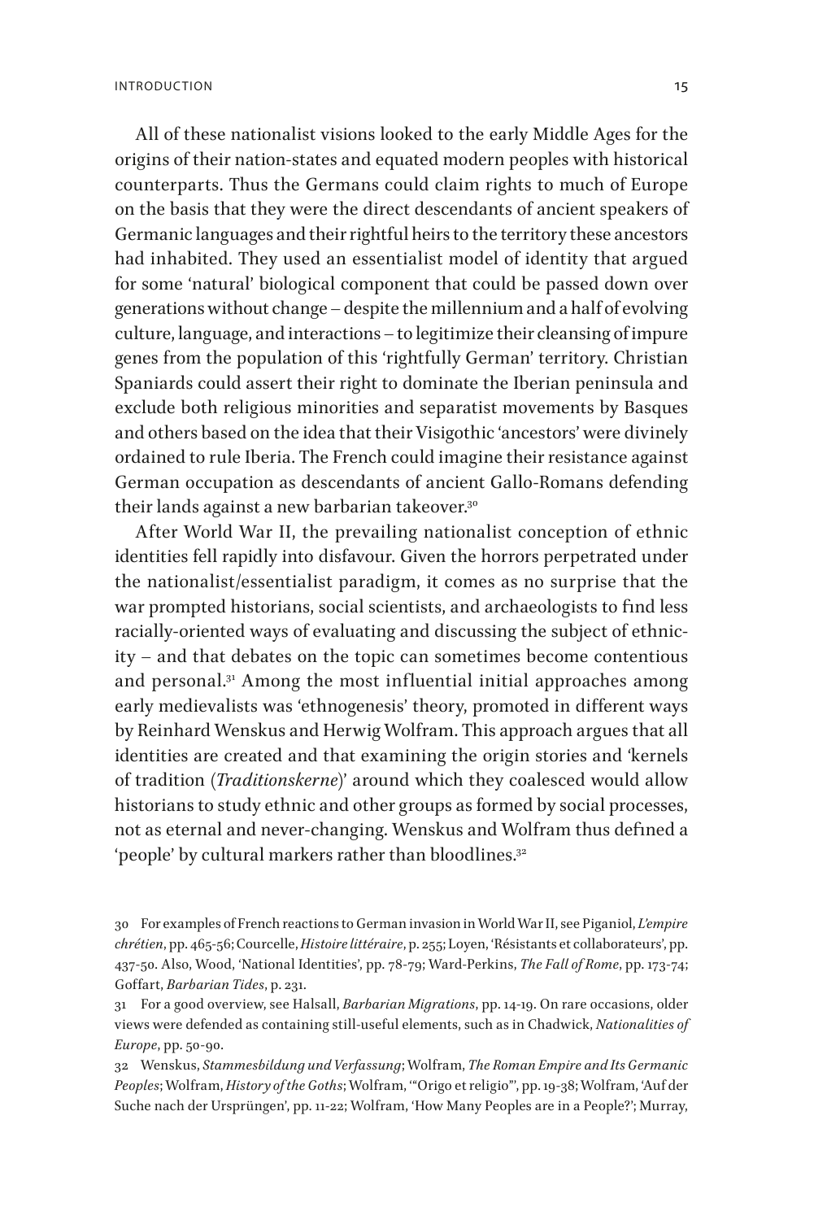All of these nationalist visions looked to the early Middle Ages for the origins of their nation-states and equated modern peoples with historical counterparts. Thus the Germans could claim rights to much of Europe on the basis that they were the direct descendants of ancient speakers of Germanic languages and their rightful heirs to the territory these ancestors had inhabited. They used an essentialist model of identity that argued for some 'natural' biological component that could be passed down over generations without change – despite the millennium and a half of evolving culture, language, and interactions – to legitimize their cleansing of impure genes from the population of this 'rightfully German' territory. Christian Spaniards could assert their right to dominate the Iberian peninsula and exclude both religious minorities and separatist movements by Basques and others based on the idea that their Visigothic 'ancestors' were divinely ordained to rule Iberia. The French could imagine their resistance against German occupation as descendants of ancient Gallo-Romans defending their lands against a new barbarian takeover.[30]

After World War II, the prevailing nationalist conception of ethnic identities fell rapidly into disfavour. Given the horrors perpetrated under the nationalist/essentialist paradigm, it comes as no surprise that the war prompted historians, social scientists, and archaeologists to find less racially-oriented ways of evaluating and discussing the subject of ethnicity – and that debates on the topic can sometimes become contentious and personal.[31] Among the most influential initial approaches among early medievalists was 'ethnogenesis' theory, promoted in different ways by Reinhard Wenskus and Herwig Wolfram. This approach argues that all identities are created and that examining the origin stories and 'kernels of tradition (*Traditionskerne*)' around which they coalesced would allow historians to study ethnic and other groups as formed by social processes, not as eternal and never-changing. Wenskus and Wolfram thus defined a 'people' by cultural markers rather than bloodlines.[32]

30 For examples of French reactions to German invasion in World War II, see Piganiol, *L'empire chrétien*, pp. 465-56; Courcelle, *Histoire littéraire*, p. 255; Loyen, 'Résistants et collaborateurs', pp. 437-50. Also, Wood, 'National Identities', pp. 78-79; Ward-Perkins, *The Fall of Rome*, pp. 173-74; Goffart, *Barbarian Tides*, p. 231.

31 For a good overview, see Halsall, *Barbarian Migrations*, pp. 14-19. On rare occasions, older views were defended as containing still-useful elements, such as in Chadwick, *Nationalities of Europe*, pp. 50-90.

32 Wenskus, *Stammesbildung und Verfassung*; Wolfram, *The Roman Empire and Its Germanic Peoples*; Wolfram, *History of the Goths*; Wolfram, '"Origo et religio"', pp. 19-38; Wolfram, 'Auf der Suche nach der Ursprüngen', pp. 11-22; Wolfram, 'How Many Peoples are in a People?'; Murray,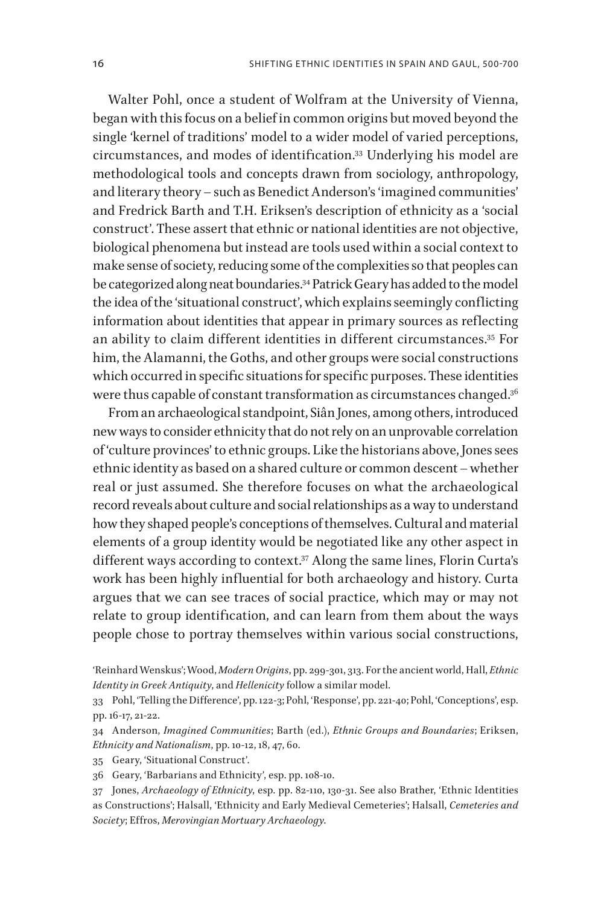Walter Pohl, once a student of Wolfram at the University of Vienna, began with this focus on a belief in common origins but moved beyond the single 'kernel of traditions' model to a wider model of varied perceptions, circumstances, and modes of identification.[33] Underlying his model are methodological tools and concepts drawn from sociology, anthropology, and literary theory – such as Benedict Anderson's 'imagined communities' and Fredrick Barth and T.H. Eriksen's description of ethnicity as a 'social construct'. These assert that ethnic or national identities are not objective, biological phenomena but instead are tools used within a social context to make sense of society, reducing some of the complexities so that peoples can be categorized along neat boundaries.[34] Patrick Geary has added to the model the idea of the 'situational construct', which explains seemingly conflicting information about identities that appear in primary sources as reflecting an ability to claim different identities in different circumstances.[35] For him, the Alamanni, the Goths, and other groups were social constructions which occurred in specific situations for specific purposes. These identities were thus capable of constant transformation as circumstances changed.[36]

From an archaeological standpoint, Siân Jones, among others, introduced new ways to consider ethnicity that do not rely on an unprovable correlation of 'culture provinces' to ethnic groups. Like the historians above, Jones sees ethnic identity as based on a shared culture or common descent – whether real or just assumed. She therefore focuses on what the archaeological record reveals about culture and social relationships as a way to understand how they shaped people's conceptions of themselves. Cultural and material elements of a group identity would be negotiated like any other aspect in different ways according to context.[37] Along the same lines, Florin Curta's work has been highly influential for both archaeology and history. Curta argues that we can see traces of social practice, which may or may not relate to group identification, and can learn from them about the ways people chose to portray themselves within various social constructions,

'Reinhard Wenskus'; Wood, *Modern Origins*, pp. 299-301, 313. For the ancient world, Hall, *Ethnic Identity in Greek Antiquity*, and *Hellenicity* follow a similar model.

33 Pohl, 'Telling the Difference', pp. 122-3; Pohl, 'Response', pp. 221-40; Pohl, 'Conceptions', esp. pp. 16-17, 21-22.

34 Anderson, *Imagined Communities*; Barth (ed.), *Ethnic Groups and Boundaries*; Eriksen, *Ethnicity and Nationalism*, pp. 10-12, 18, 47, 60.

35 Geary, 'Situational Construct'.

36 Geary, 'Barbarians and Ethnicity', esp. pp. 108-10.

37 Jones, *Archaeology of Ethnicity*, esp. pp. 82-110, 130-31. See also Brather, 'Ethnic Identities as Constructions'; Halsall, 'Ethnicity and Early Medieval Cemeteries'; Halsall, *Cemeteries and Society*; Effros, *Merovingian Mortuary Archaeology*.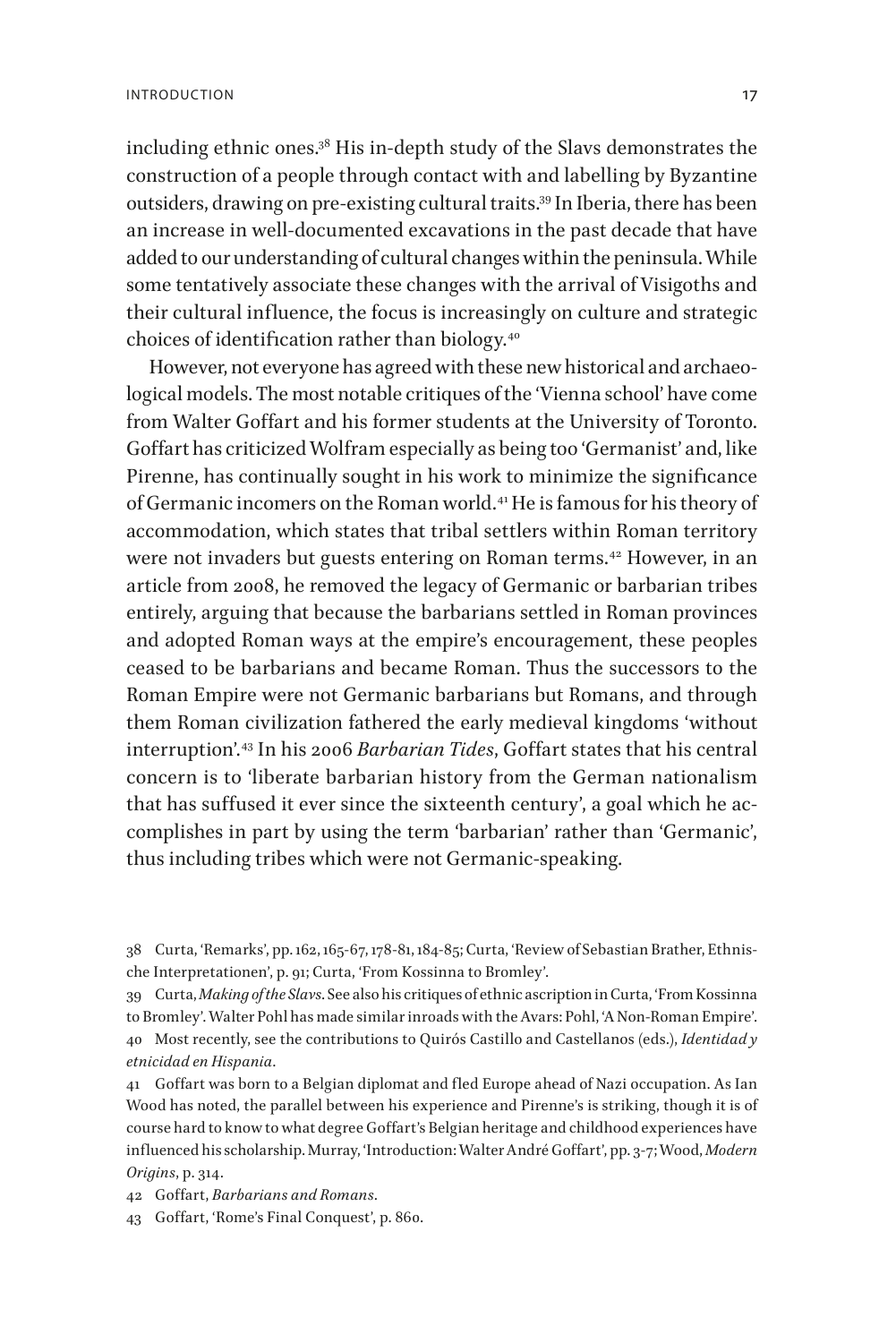including ethnic ones.[38] His in-depth study of the Slavs demonstrates the construction of a people through contact with and labelling by Byzantine outsiders, drawing on pre-existing cultural traits.[39] In Iberia, there has been an increase in well-documented excavations in the past decade that have added to our understanding of cultural changes within the peninsula. While some tentatively associate these changes with the arrival of Visigoths and their cultural influence, the focus is increasingly on culture and strategic choices of identification rather than biology.[40]

However, not everyone has agreed with these new historical and archaeological models. The most notable critiques of the 'Vienna school' have come from Walter Goffart and his former students at the University of Toronto. Goffart has criticized Wolfram especially as being too 'Germanist' and, like Pirenne, has continually sought in his work to minimize the significance of Germanic incomers on the Roman world.[41] He is famous for his theory of accommodation, which states that tribal settlers within Roman territory were not invaders but guests entering on Roman terms.[42] However, in an article from 2008, he removed the legacy of Germanic or barbarian tribes entirely, arguing that because the barbarians settled in Roman provinces and adopted Roman ways at the empire's encouragement, these peoples ceased to be barbarians and became Roman. Thus the successors to the Roman Empire were not Germanic barbarians but Romans, and through them Roman civilization fathered the early medieval kingdoms 'without interruption'.[43] In his 2006 *Barbarian Tides*, Goffart states that his central concern is to 'liberate barbarian history from the German nationalism that has suffused it ever since the sixteenth century', a goal which he accomplishes in part by using the term 'barbarian' rather than 'Germanic', thus including tribes which were not Germanic-speaking.

38 Curta, 'Remarks', pp. 162, 165-67, 178-81, 184-85; Curta, 'Review of Sebastian Brather, Ethnische Interpretationen', p. 91; Curta, 'From Kossinna to Bromley'.

39 Curta, *Making of the Slavs*. See also his critiques of ethnic ascription in Curta, 'From Kossinna to Bromley'. Walter Pohl has made similar inroads with the Avars: Pohl, 'A Non-Roman Empire'.

40 Most recently, see the contributions to Quirós Castillo and Castellanos (eds.), *Identidad y etnicidad en Hispania*.

41 Goffart was born to a Belgian diplomat and fled Europe ahead of Nazi occupation. As Ian Wood has noted, the parallel between his experience and Pirenne's is striking, though it is of course hard to know to what degree Goffart's Belgian heritage and childhood experiences have influenced his scholarship. Murray, 'Introduction: Walter André Goffart', pp. 3-7; Wood, *Modern Origins*, p. 314.

42 Goffart, *Barbarians and Romans*.

43 Goffart, 'Rome's Final Conquest', p. 860.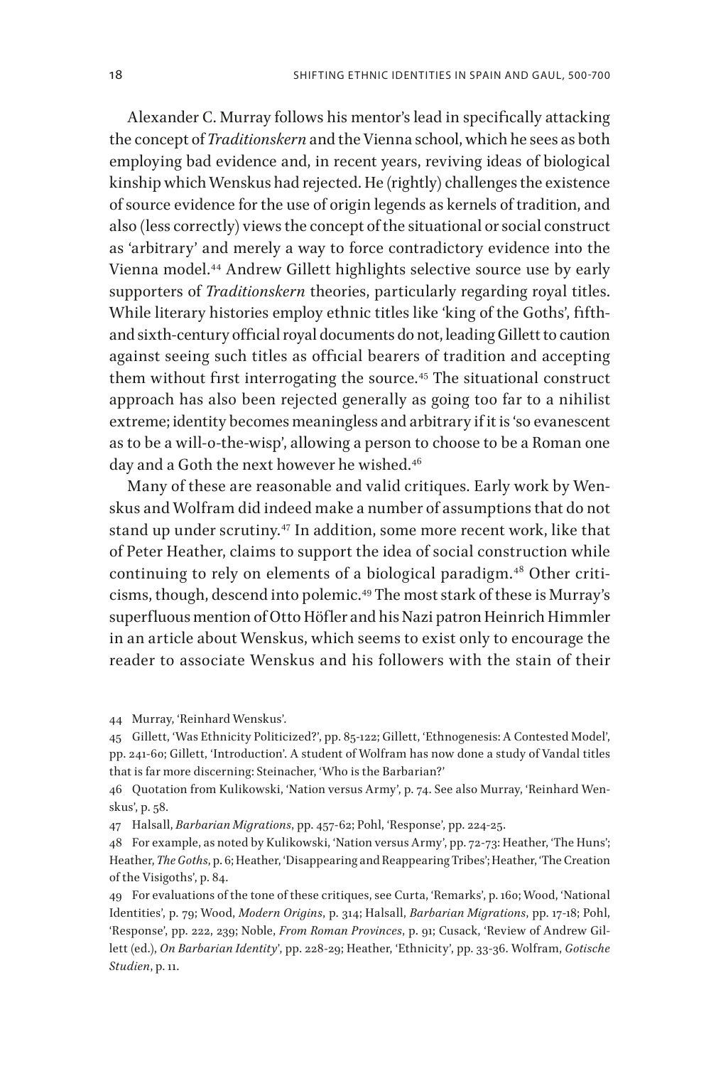Alexander C. Murray follows his mentor's lead in specifically attacking the concept of *Traditionskern* and the Vienna school, which he sees as both employing bad evidence and, in recent years, reviving ideas of biological kinship which Wenskus had rejected. He (rightly) challenges the existence of source evidence for the use of origin legends as kernels of tradition, and also (less correctly) views the concept of the situational or social construct as 'arbitrary' and merely a way to force contradictory evidence into the Vienna model.[44] Andrew Gillett highlights selective source use by early supporters of *Traditionskern* theories, particularly regarding royal titles. While literary histories employ ethnic titles like 'king of the Goths', fifth- and sixth-century official royal documents do not, leading Gillett to caution against seeing such titles as official bearers of tradition and accepting them without first interrogating the source.[45] The situational construct approach has also been rejected generally as going too far to a nihilist extreme; identity becomes meaningless and arbitrary if it is 'so evanescent as to be a will-o-the-wisp', allowing a person to choose to be a Roman one day and a Goth the next however he wished.[46]

Many of these are reasonable and valid critiques. Early work by Wenskus and Wolfram did indeed make a number of assumptions that do not stand up under scrutiny.[47] In addition, some more recent work, like that of Peter Heather, claims to support the idea of social construction while continuing to rely on elements of a biological paradigm.[48] Other criticisms, though, descend into polemic.[49] The most stark of these is Murray's superfluous mention of Otto Höfler and his Nazi patron Heinrich Himmler in an article about Wenskus, which seems to exist only to encourage the reader to associate Wenskus and his followers with the stain of their

44 Murray, 'Reinhard Wenskus'.

45 Gillett, 'Was Ethnicity Politicized?', pp. 85-122; Gillett, 'Ethnogenesis: A Contested Model', pp. 241-60; Gillett, 'Introduction'. A student of Wolfram has now done a study of Vandal titles that is far more discerning: Steinacher, 'Who is the Barbarian?'

46 Quotation from Kulikowski, 'Nation versus Army', p. 74. See also Murray, 'Reinhard Wenskus', p. 58.

47 Halsall, *Barbarian Migrations*, pp. 457-62; Pohl, 'Response', pp. 224-25.

48 For example, as noted by Kulikowski, 'Nation versus Army', pp. 72-73: Heather, 'The Huns'; Heather, *The Goths*, p. 6; Heather, 'Disappearing and Reappearing Tribes'; Heather, 'The Creation of the Visigoths', p. 84.

49 For evaluations of the tone of these critiques, see Curta, 'Remarks', p. 160; Wood, 'National Identities', p. 79; Wood, *Modern Origins*, p. 314; Halsall, *Barbarian Migrations*, pp. 17-18; Pohl, 'Response', pp. 222, 239; Noble, *From Roman Provinces*, p. 91; Cusack, 'Review of Andrew Gillett (ed.), *On Barbarian Identity*', pp. 228-29; Heather, 'Ethnicity', pp. 33-36. Wolfram, *Gotische Studien*, p. 11.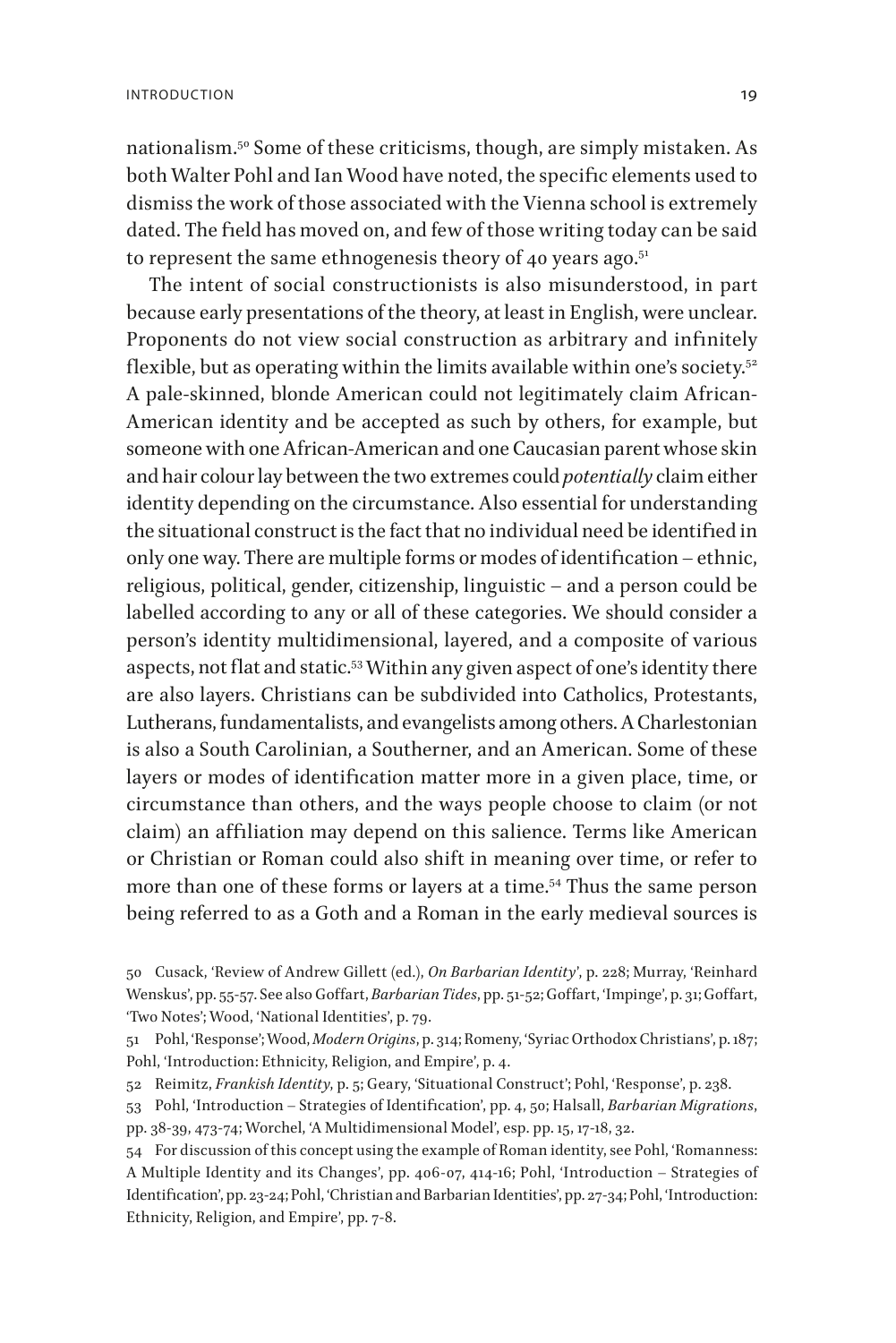nationalism.[50] Some of these criticisms, though, are simply mistaken. As both Walter Pohl and Ian Wood have noted, the specific elements used to dismiss the work of those associated with the Vienna school is extremely dated. The field has moved on, and few of those writing today can be said to represent the same ethnogenesis theory of 40 years ago.[51]

The intent of social constructionists is also misunderstood, in part because early presentations of the theory, at least in English, were unclear. Proponents do not view social construction as arbitrary and infinitely flexible, but as operating within the limits available within one's society.[52] A pale-skinned, blonde American could not legitimately claim African-American identity and be accepted as such by others, for example, but someone with one African-American and one Caucasian parent whose skin and hair colour lay between the two extremes could *potentially* claim either identity depending on the circumstance. Also essential for understanding the situational construct is the fact that no individual need be identified in only one way. There are multiple forms or modes of identification – ethnic, religious, political, gender, citizenship, linguistic – and a person could be labelled according to any or all of these categories. We should consider a person's identity multidimensional, layered, and a composite of various aspects, not flat and static.[53] Within any given aspect of one's identity there are also layers. Christians can be subdivided into Catholics, Protestants, Lutherans, fundamentalists, and evangelists among others. A Charlestonian is also a South Carolinian, a Southerner, and an American. Some of these layers or modes of identification matter more in a given place, time, or circumstance than others, and the ways people choose to claim (or not claim) an affiliation may depend on this salience. Terms like American or Christian or Roman could also shift in meaning over time, or refer to more than one of these forms or layers at a time.[54] Thus the same person being referred to as a Goth and a Roman in the early medieval sources is

50 Cusack, 'Review of Andrew Gillett (ed.), *On Barbarian Identity*', p. 228; Murray, 'Reinhard Wenskus', pp. 55-57. See also Goffart, *Barbarian Tides*, pp. 51-52; Goffart, 'Impinge', p. 31; Goffart, 'Two Notes'; Wood, 'National Identities', p. 79.

51 Pohl, 'Response'; Wood, *Modern Origins*, p. 314; Romeny, 'Syriac Orthodox Christians', p. 187; Pohl, 'Introduction: Ethnicity, Religion, and Empire', p. 4.

52 Reimitz, *Frankish Identity*, p. 5; Geary, 'Situational Construct'; Pohl, 'Response', p. 238.

53 Pohl, 'Introduction – Strategies of Identification', pp. 4, 50; Halsall, *Barbarian Migrations*, pp. 38-39, 473-74; Worchel, 'A Multidimensional Model', esp. pp. 15, 17-18, 32.

54 For discussion of this concept using the example of Roman identity, see Pohl, 'Romanness: A Multiple Identity and its Changes', pp. 406-07, 414-16; Pohl, 'Introduction – Strategies of Identification', pp. 23-24; Pohl, 'Christian and Barbarian Identities', pp. 27-34; Pohl, 'Introduction: Ethnicity, Religion, and Empire', pp. 7-8.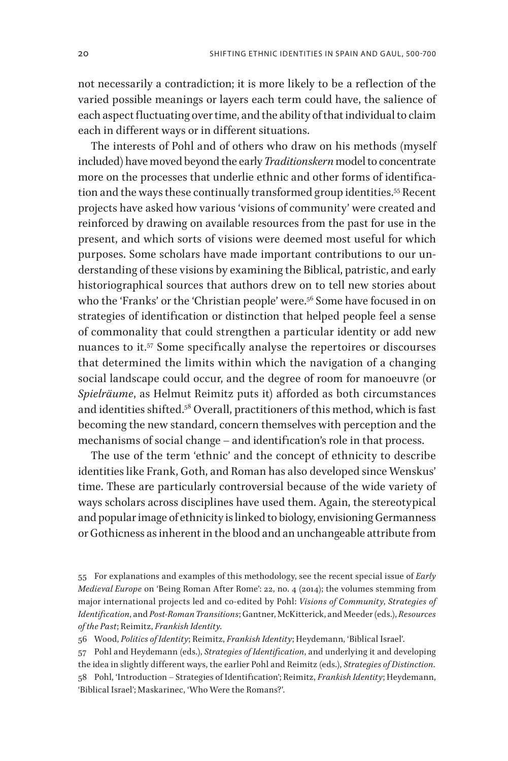not necessarily a contradiction; it is more likely to be a reflection of the varied possible meanings or layers each term could have, the salience of each aspect fluctuating over time, and the ability of that individual to claim each in different ways or in different situations.

The interests of Pohl and of others who draw on his methods (myself included) have moved beyond the early *Traditionskern* model to concentrate more on the processes that underlie ethnic and other forms of identification and the ways these continually transformed group identities.[55] Recent projects have asked how various 'visions of community' were created and reinforced by drawing on available resources from the past for use in the present, and which sorts of visions were deemed most useful for which purposes. Some scholars have made important contributions to our understanding of these visions by examining the Biblical, patristic, and early historiographical sources that authors drew on to tell new stories about who the 'Franks' or the 'Christian people' were.[56] Some have focused in on strategies of identification or distinction that helped people feel a sense of commonality that could strengthen a particular identity or add new nuances to it.[57] Some specifically analyse the repertoires or discourses that determined the limits within which the navigation of a changing social landscape could occur, and the degree of room for manoeuvre (or *Spielräume*, as Helmut Reimitz puts it) afforded as both circumstances and identities shifted.[58] Overall, practitioners of this method, which is fast becoming the new standard, concern themselves with perception and the mechanisms of social change – and identification's role in that process.

The use of the term 'ethnic' and the concept of ethnicity to describe identities like Frank, Goth, and Roman has also developed since Wenskus' time. These are particularly controversial because of the wide variety of ways scholars across disciplines have used them. Again, the stereotypical and popular image of ethnicity is linked to biology, envisioning Germanness or Gothicness as inherent in the blood and an unchangeable attribute from

55 For explanations and examples of this methodology, see the recent special issue of *Early Medieval Europe* on 'Being Roman After Rome': 22, no. 4 (2014); the volumes stemming from major international projects led and co-edited by Pohl: *Visions of Community*, *Strategies of Identification*, and *Post-Roman Transitions*; Gantner, McKitterick, and Meeder (eds.), *Resources of the Past*; Reimitz, *Frankish Identity*.

56 Wood, *Politics of Identity*; Reimitz, *Frankish Identity*; Heydemann, 'Biblical Israel'.

57 Pohl and Heydemann (eds.), *Strategies of Identification*, and underlying it and developing the idea in slightly different ways, the earlier Pohl and Reimitz (eds.), *Strategies of Distinction*.

58 Pohl, 'Introduction – Strategies of Identification'; Reimitz, *Frankish Identity*; Heydemann, 'Biblical Israel'; Maskarinec, 'Who Were the Romans?'.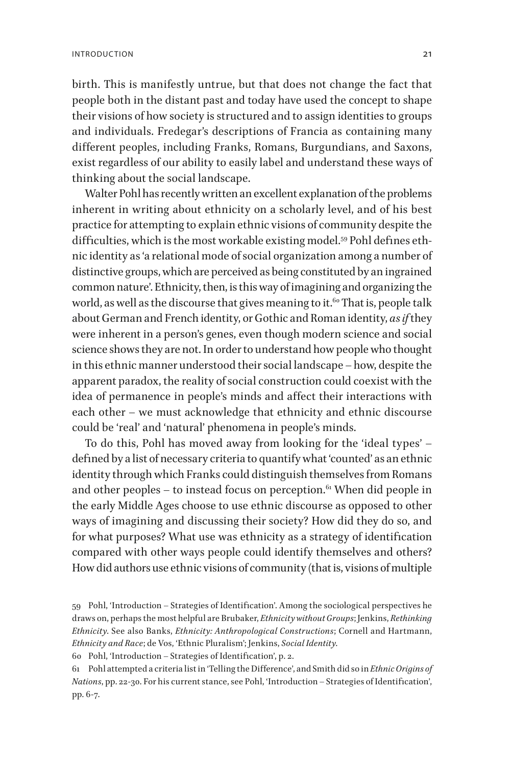birth. This is manifestly untrue, but that does not change the fact that people both in the distant past and today have used the concept to shape their visions of how society is structured and to assign identities to groups and individuals. Fredegar's descriptions of Francia as containing many different peoples, including Franks, Romans, Burgundians, and Saxons, exist regardless of our ability to easily label and understand these ways of thinking about the social landscape.

Walter Pohl has recently written an excellent explanation of the problems inherent in writing about ethnicity on a scholarly level, and of his best practice for attempting to explain ethnic visions of community despite the difficulties, which is the most workable existing model.[59] Pohl defines ethnic identity as 'a relational mode of social organization among a number of distinctive groups, which are perceived as being constituted by an ingrained common nature'. Ethnicity, then, is this way of imagining and organizing the world, as well as the discourse that gives meaning to it.[60] That is, people talk about German and French identity, or Gothic and Roman identity, *as if* they were inherent in a person's genes, even though modern science and social science shows they are not. In order to understand how people who thought in this ethnic manner understood their social landscape – how, despite the apparent paradox, the reality of social construction could coexist with the idea of permanence in people's minds and affect their interactions with each other – we must acknowledge that ethnicity and ethnic discourse could be 'real' and 'natural' phenomena in people's minds.

To do this, Pohl has moved away from looking for the 'ideal types' – defined by a list of necessary criteria to quantify what 'counted' as an ethnic identity through which Franks could distinguish themselves from Romans and other peoples – to instead focus on perception.[61] When did people in the early Middle Ages choose to use ethnic discourse as opposed to other ways of imagining and discussing their society? How did they do so, and for what purposes? What use was ethnicity as a strategy of identification compared with other ways people could identify themselves and others? How did authors use ethnic visions of community (that is, visions of multiple

59 Pohl, 'Introduction – Strategies of Identification'. Among the sociological perspectives he draws on, perhaps the most helpful are Brubaker, *Ethnicity without Groups*; Jenkins, *Rethinking Ethnicity*. See also Banks, *Ethnicity: Anthropological Constructions*; Cornell and Hartmann, *Ethnicity and Race*; de Vos, 'Ethnic Pluralism'; Jenkins, *Social Identity*.

60 Pohl, 'Introduction – Strategies of Identification', p. 2.

61 Pohl attempted a criteria list in 'Telling the Difference', and Smith did so in *Ethnic Origins of Nations*, pp. 22-30. For his current stance, see Pohl, 'Introduction – Strategies of Identification', pp. 6-7.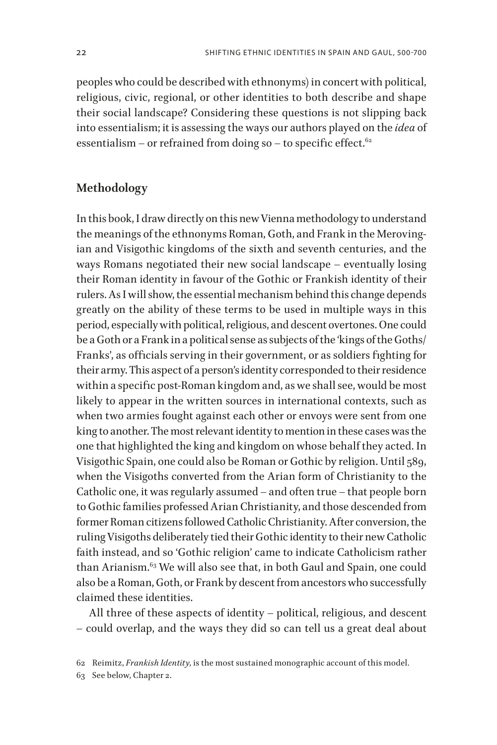peoples who could be described with ethnonyms) in concert with political, religious, civic, regional, or other identities to both describe and shape their social landscape? Considering these questions is not slipping back into essentialism; it is assessing the ways our authors played on the *idea* of essentialism – or refrained from doing so – to specific effect.[62]

## Methodology

In this book, I draw directly on this new Vienna methodology to understand the meanings of the ethnonyms Roman, Goth, and Frank in the Merovingian and Visigothic kingdoms of the sixth and seventh centuries, and the ways Romans negotiated their new social landscape – eventually losing their Roman identity in favour of the Gothic or Frankish identity of their rulers. As I will show, the essential mechanism behind this change depends greatly on the ability of these terms to be used in multiple ways in this period, especially with political, religious, and descent overtones. One could be a Goth or a Frank in a political sense as subjects of the 'kings of the Goths/Franks', as officials serving in their government, or as soldiers fighting for their army. This aspect of a person's identity corresponded to their residence within a specific post-Roman kingdom and, as we shall see, would be most likely to appear in the written sources in international contexts, such as when two armies fought against each other or envoys were sent from one king to another. The most relevant identity to mention in these cases was the one that highlighted the king and kingdom on whose behalf they acted. In Visigothic Spain, one could also be Roman or Gothic by religion. Until 589, when the Visigoths converted from the Arian form of Christianity to the Catholic one, it was regularly assumed – and often true – that people born to Gothic families professed Arian Christianity, and those descended from former Roman citizens followed Catholic Christianity. After conversion, the ruling Visigoths deliberately tied their Gothic identity to their new Catholic faith instead, and so 'Gothic religion' came to indicate Catholicism rather than Arianism.[63] We will also see that, in both Gaul and Spain, one could also be a Roman, Goth, or Frank by descent from ancestors who successfully claimed these identities.

All three of these aspects of identity – political, religious, and descent – could overlap, and the ways they did so can tell us a great deal about

62 Reimitz, *Frankish Identity*, is the most sustained monographic account of this model.

63 See below, Chapter 2.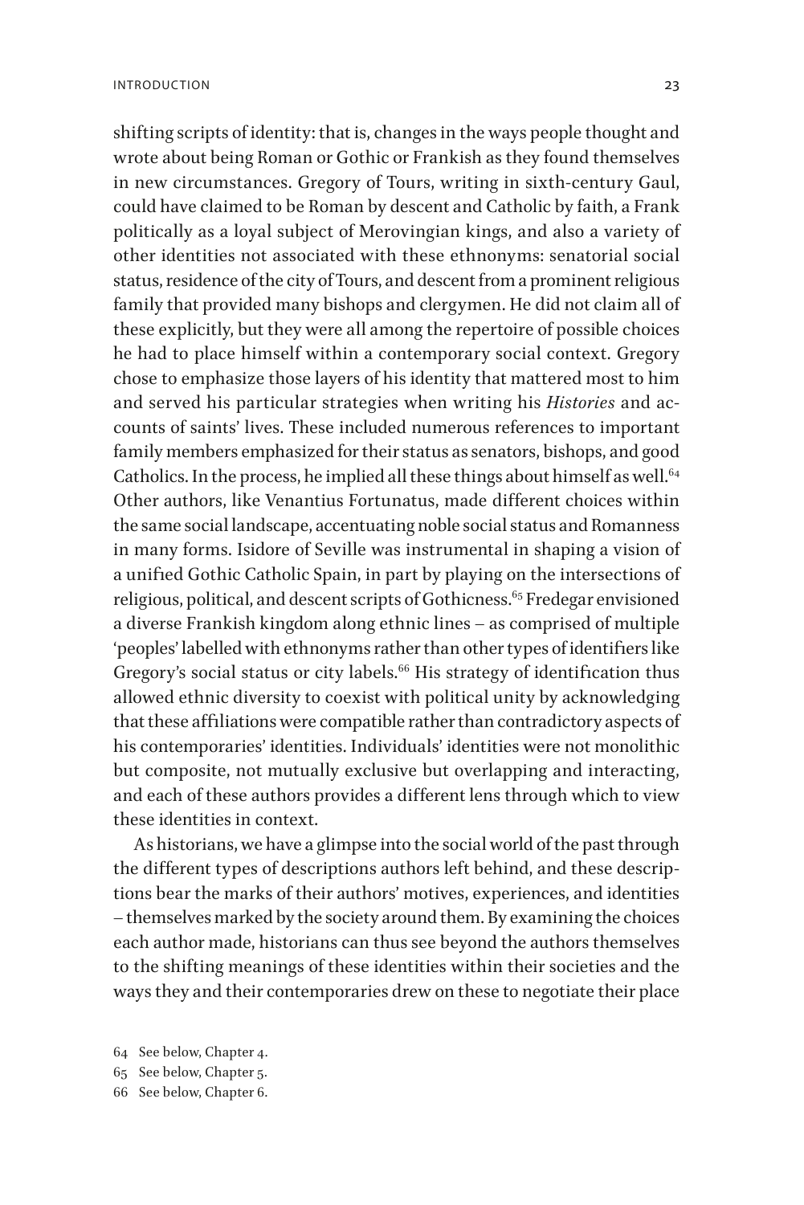shifting scripts of identity: that is, changes in the ways people thought and wrote about being Roman or Gothic or Frankish as they found themselves in new circumstances. Gregory of Tours, writing in sixth-century Gaul, could have claimed to be Roman by descent and Catholic by faith, a Frank politically as a loyal subject of Merovingian kings, and also a variety of other identities not associated with these ethnonyms: senatorial social status, residence of the city of Tours, and descent from a prominent religious family that provided many bishops and clergymen. He did not claim all of these explicitly, but they were all among the repertoire of possible choices he had to place himself within a contemporary social context. Gregory chose to emphasize those layers of his identity that mattered most to him and served his particular strategies when writing his *Histories* and accounts of saints' lives. These included numerous references to important family members emphasized for their status as senators, bishops, and good Catholics. In the process, he implied all these things about himself as well.[64] Other authors, like Venantius Fortunatus, made different choices within the same social landscape, accentuating noble social status and Romanness in many forms. Isidore of Seville was instrumental in shaping a vision of a unified Gothic Catholic Spain, in part by playing on the intersections of religious, political, and descent scripts of Gothicness.[65] Fredegar envisioned a diverse Frankish kingdom along ethnic lines – as comprised of multiple 'peoples' labelled with ethnonyms rather than other types of identifiers like Gregory's social status or city labels.[66] His strategy of identification thus allowed ethnic diversity to coexist with political unity by acknowledging that these affiliations were compatible rather than contradictory aspects of his contemporaries' identities. Individuals' identities were not monolithic but composite, not mutually exclusive but overlapping and interacting, and each of these authors provides a different lens through which to view these identities in context.

As historians, we have a glimpse into the social world of the past through the different types of descriptions authors left behind, and these descriptions bear the marks of their authors' motives, experiences, and identities – themselves marked by the society around them. By examining the choices each author made, historians can thus see beyond the authors themselves to the shifting meanings of these identities within their societies and the ways they and their contemporaries drew on these to negotiate their place

64 See below, Chapter 4.

65 See below, Chapter 5.

66 See below, Chapter 6.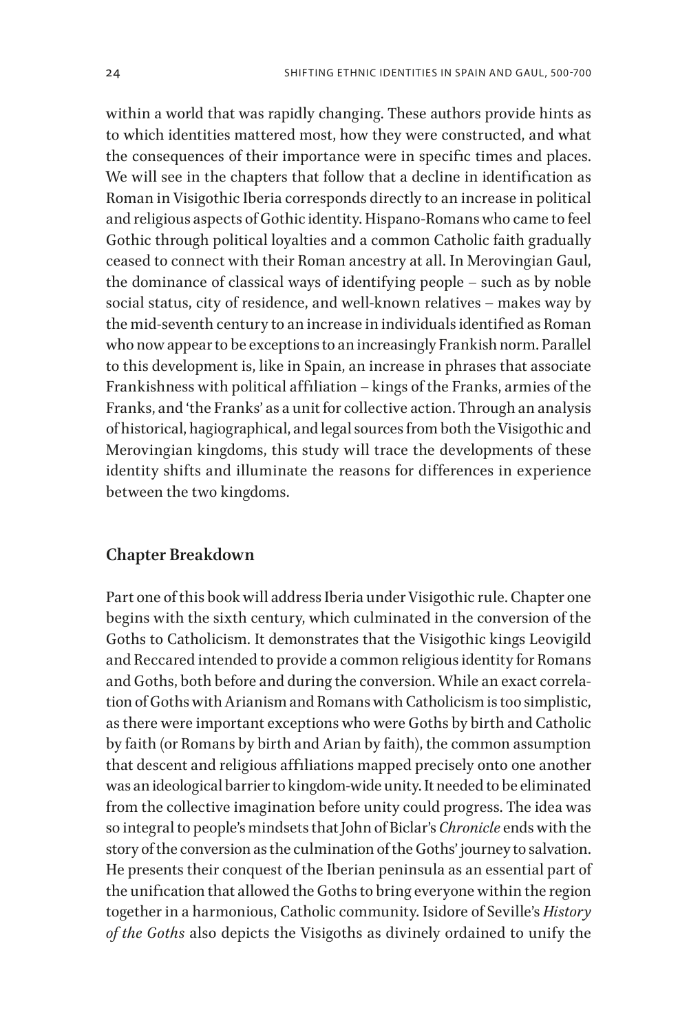within a world that was rapidly changing. These authors provide hints as to which identities mattered most, how they were constructed, and what the consequences of their importance were in specific times and places. We will see in the chapters that follow that a decline in identification as Roman in Visigothic Iberia corresponds directly to an increase in political and religious aspects of Gothic identity. Hispano-Romans who came to feel Gothic through political loyalties and a common Catholic faith gradually ceased to connect with their Roman ancestry at all. In Merovingian Gaul, the dominance of classical ways of identifying people – such as by noble social status, city of residence, and well-known relatives – makes way by the mid-seventh century to an increase in individuals identified as Roman who now appear to be exceptions to an increasingly Frankish norm. Parallel to this development is, like in Spain, an increase in phrases that associate Frankishness with political affiliation – kings of the Franks, armies of the Franks, and 'the Franks' as a unit for collective action. Through an analysis of historical, hagiographical, and legal sources from both the Visigothic and Merovingian kingdoms, this study will trace the developments of these identity shifts and illuminate the reasons for differences in experience between the two kingdoms.

## Chapter Breakdown

Part one of this book will address Iberia under Visigothic rule. Chapter one begins with the sixth century, which culminated in the conversion of the Goths to Catholicism. It demonstrates that the Visigothic kings Leovigild and Reccared intended to provide a common religious identity for Romans and Goths, both before and during the conversion. While an exact correlation of Goths with Arianism and Romans with Catholicism is too simplistic, as there were important exceptions who were Goths by birth and Catholic by faith (or Romans by birth and Arian by faith), the common assumption that descent and religious affiliations mapped precisely onto one another was an ideological barrier to kingdom-wide unity. It needed to be eliminated from the collective imagination before unity could progress. The idea was so integral to people's mindsets that John of Biclar's *Chronicle* ends with the story of the conversion as the culmination of the Goths' journey to salvation. He presents their conquest of the Iberian peninsula as an essential part of the unification that allowed the Goths to bring everyone within the region together in a harmonious, Catholic community. Isidore of Seville's *History of the Goths* also depicts the Visigoths as divinely ordained to unify the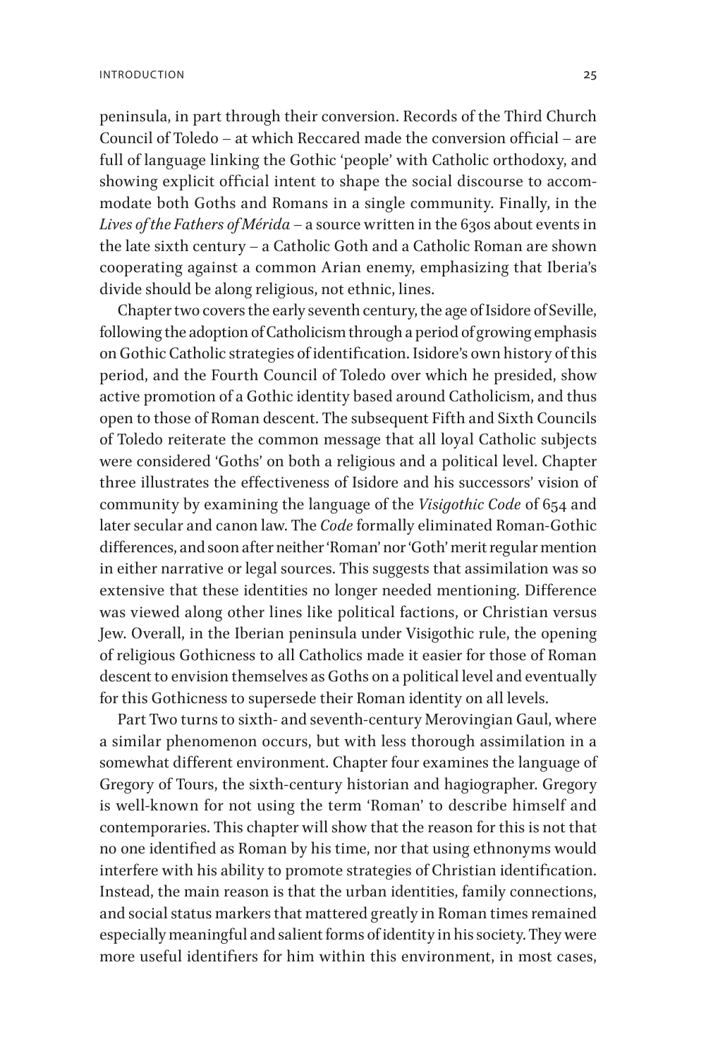peninsula, in part through their conversion. Records of the Third Church Council of Toledo – at which Reccared made the conversion official – are full of language linking the Gothic 'people' with Catholic orthodoxy, and showing explicit official intent to shape the social discourse to accommodate both Goths and Romans in a single community. Finally, in the *Lives of the Fathers of Mérida* – a source written in the 630s about events in the late sixth century – a Catholic Goth and a Catholic Roman are shown cooperating against a common Arian enemy, emphasizing that Iberia's divide should be along religious, not ethnic, lines.

Chapter two covers the early seventh century, the age of Isidore of Seville, following the adoption of Catholicism through a period of growing emphasis on Gothic Catholic strategies of identification. Isidore's own history of this period, and the Fourth Council of Toledo over which he presided, show active promotion of a Gothic identity based around Catholicism, and thus open to those of Roman descent. The subsequent Fifth and Sixth Councils of Toledo reiterate the common message that all loyal Catholic subjects were considered 'Goths' on both a religious and a political level. Chapter three illustrates the effectiveness of Isidore and his successors' vision of community by examining the language of the *Visigothic Code* of 654 and later secular and canon law. The *Code* formally eliminated Roman-Gothic differences, and soon after neither 'Roman' nor 'Goth' merit regular mention in either narrative or legal sources. This suggests that assimilation was so extensive that these identities no longer needed mentioning. Difference was viewed along other lines like political factions, or Christian versus Jew. Overall, in the Iberian peninsula under Visigothic rule, the opening of religious Gothicness to all Catholics made it easier for those of Roman descent to envision themselves as Goths on a political level and eventually for this Gothicness to supersede their Roman identity on all levels.

Part Two turns to sixth- and seventh-century Merovingian Gaul, where a similar phenomenon occurs, but with less thorough assimilation in a somewhat different environment. Chapter four examines the language of Gregory of Tours, the sixth-century historian and hagiographer. Gregory is well-known for not using the term 'Roman' to describe himself and contemporaries. This chapter will show that the reason for this is not that no one identified as Roman by his time, nor that using ethnonyms would interfere with his ability to promote strategies of Christian identification. Instead, the main reason is that the urban identities, family connections, and social status markers that mattered greatly in Roman times remained especially meaningful and salient forms of identity in his society. They were more useful identifiers for him within this environment, in most cases,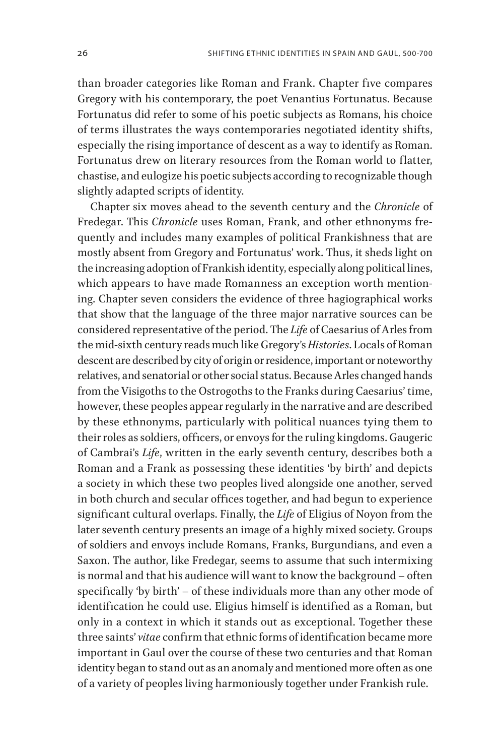than broader categories like Roman and Frank. Chapter five compares Gregory with his contemporary, the poet Venantius Fortunatus. Because Fortunatus did refer to some of his poetic subjects as Romans, his choice of terms illustrates the ways contemporaries negotiated identity shifts, especially the rising importance of descent as a way to identify as Roman. Fortunatus drew on literary resources from the Roman world to flatter, chastise, and eulogize his poetic subjects according to recognizable though slightly adapted scripts of identity.

Chapter six moves ahead to the seventh century and the *Chronicle* of Fredegar. This *Chronicle* uses Roman, Frank, and other ethnonyms frequently and includes many examples of political Frankishness that are mostly absent from Gregory and Fortunatus' work. Thus, it sheds light on the increasing adoption of Frankish identity, especially along political lines, which appears to have made Romanness an exception worth mentioning. Chapter seven considers the evidence of three hagiographical works that show that the language of the three major narrative sources can be considered representative of the period. The *Life* of Caesarius of Arles from the mid-sixth century reads much like Gregory's *Histories*. Locals of Roman descent are described by city of origin or residence, important or noteworthy relatives, and senatorial or other social status. Because Arles changed hands from the Visigoths to the Ostrogoths to the Franks during Caesarius' time, however, these peoples appear regularly in the narrative and are described by these ethnonyms, particularly with political nuances tying them to their roles as soldiers, officers, or envoys for the ruling kingdoms. Gaugeric of Cambrai's *Life*, written in the early seventh century, describes both a Roman and a Frank as possessing these identities 'by birth' and depicts a society in which these two peoples lived alongside one another, served in both church and secular offices together, and had begun to experience significant cultural overlaps. Finally, the *Life* of Eligius of Noyon from the later seventh century presents an image of a highly mixed society. Groups of soldiers and envoys include Romans, Franks, Burgundians, and even a Saxon. The author, like Fredegar, seems to assume that such intermixing is normal and that his audience will want to know the background – often specifically 'by birth' – of these individuals more than any other mode of identification he could use. Eligius himself is identified as a Roman, but only in a context in which it stands out as exceptional. Together these three saints' *vitae* confirm that ethnic forms of identification became more important in Gaul over the course of these two centuries and that Roman identity began to stand out as an anomaly and mentioned more often as one of a variety of peoples living harmoniously together under Frankish rule.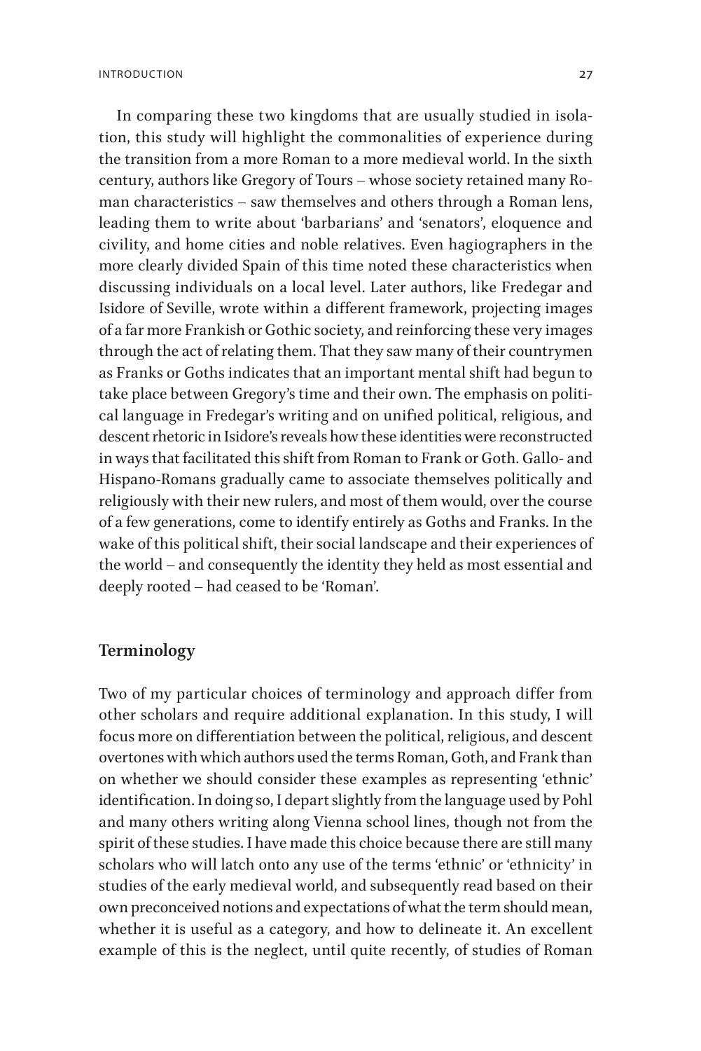In comparing these two kingdoms that are usually studied in isolation, this study will highlight the commonalities of experience during the transition from a more Roman to a more medieval world. In the sixth century, authors like Gregory of Tours – whose society retained many Roman characteristics – saw themselves and others through a Roman lens, leading them to write about 'barbarians' and 'senators', eloquence and civility, and home cities and noble relatives. Even hagiographers in the more clearly divided Spain of this time noted these characteristics when discussing individuals on a local level. Later authors, like Fredegar and Isidore of Seville, wrote within a different framework, projecting images of a far more Frankish or Gothic society, and reinforcing these very images through the act of relating them. That they saw many of their countrymen as Franks or Goths indicates that an important mental shift had begun to take place between Gregory's time and their own. The emphasis on political language in Fredegar's writing and on unified political, religious, and descent rhetoric in Isidore's reveals how these identities were reconstructed in ways that facilitated this shift from Roman to Frank or Goth. Gallo- and Hispano-Romans gradually came to associate themselves politically and religiously with their new rulers, and most of them would, over the course of a few generations, come to identify entirely as Goths and Franks. In the wake of this political shift, their social landscape and their experiences of the world – and consequently the identity they held as most essential and deeply rooted – had ceased to be 'Roman'.

## Terminology

Two of my particular choices of terminology and approach differ from other scholars and require additional explanation. In this study, I will focus more on differentiation between the political, religious, and descent overtones with which authors used the terms Roman, Goth, and Frank than on whether we should consider these examples as representing 'ethnic' identification. In doing so, I depart slightly from the language used by Pohl and many others writing along Vienna school lines, though not from the spirit of these studies. I have made this choice because there are still many scholars who will latch onto any use of the terms 'ethnic' or 'ethnicity' in studies of the early medieval world, and subsequently read based on their own preconceived notions and expectations of what the term should mean, whether it is useful as a category, and how to delineate it. An excellent example of this is the neglect, until quite recently, of studies of Roman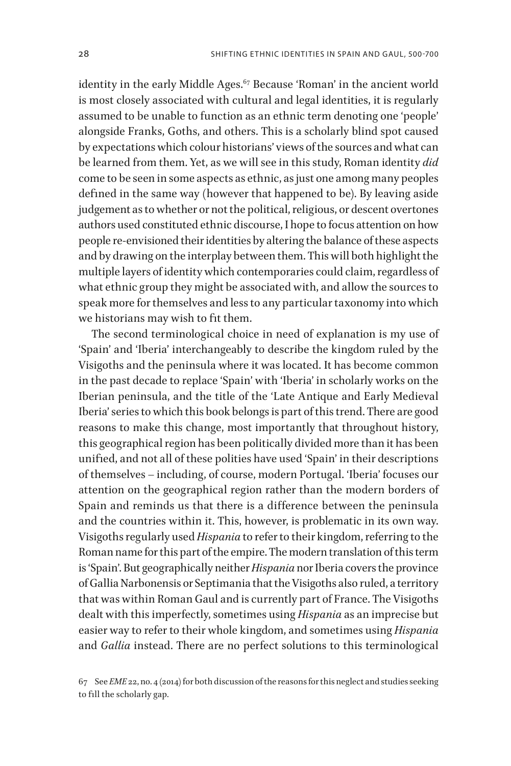identity in the early Middle Ages.[67] Because 'Roman' in the ancient world is most closely associated with cultural and legal identities, it is regularly assumed to be unable to function as an ethnic term denoting one 'people' alongside Franks, Goths, and others. This is a scholarly blind spot caused by expectations which colour historians' views of the sources and what can be learned from them. Yet, as we will see in this study, Roman identity *did* come to be seen in some aspects as ethnic, as just one among many peoples defined in the same way (however that happened to be). By leaving aside judgement as to whether or not the political, religious, or descent overtones authors used constituted ethnic discourse, I hope to focus attention on how people re-envisioned their identities by altering the balance of these aspects and by drawing on the interplay between them. This will both highlight the multiple layers of identity which contemporaries could claim, regardless of what ethnic group they might be associated with, and allow the sources to speak more for themselves and less to any particular taxonomy into which we historians may wish to fit them.

The second terminological choice in need of explanation is my use of 'Spain' and 'Iberia' interchangeably to describe the kingdom ruled by the Visigoths and the peninsula where it was located. It has become common in the past decade to replace 'Spain' with 'Iberia' in scholarly works on the Iberian peninsula, and the title of the 'Late Antique and Early Medieval Iberia' series to which this book belongs is part of this trend. There are good reasons to make this change, most importantly that throughout history, this geographical region has been politically divided more than it has been unified, and not all of these polities have used 'Spain' in their descriptions of themselves – including, of course, modern Portugal. 'Iberia' focuses our attention on the geographical region rather than the modern borders of Spain and reminds us that there is a difference between the peninsula and the countries within it. This, however, is problematic in its own way. Visigoths regularly used *Hispania* to refer to their kingdom, referring to the Roman name for this part of the empire. The modern translation of this term is 'Spain'. But geographically neither *Hispania* nor Iberia covers the province of Gallia Narbonensis or Septimania that the Visigoths also ruled, a territory that was within Roman Gaul and is currently part of France. The Visigoths dealt with this imperfectly, sometimes using *Hispania* as an imprecise but easier way to refer to their whole kingdom, and sometimes using *Hispania* and *Gallia* instead. There are no perfect solutions to this terminological

67 See *EME* 22, no. 4 (2014) for both discussion of the reasons for this neglect and studies seeking to fill the scholarly gap.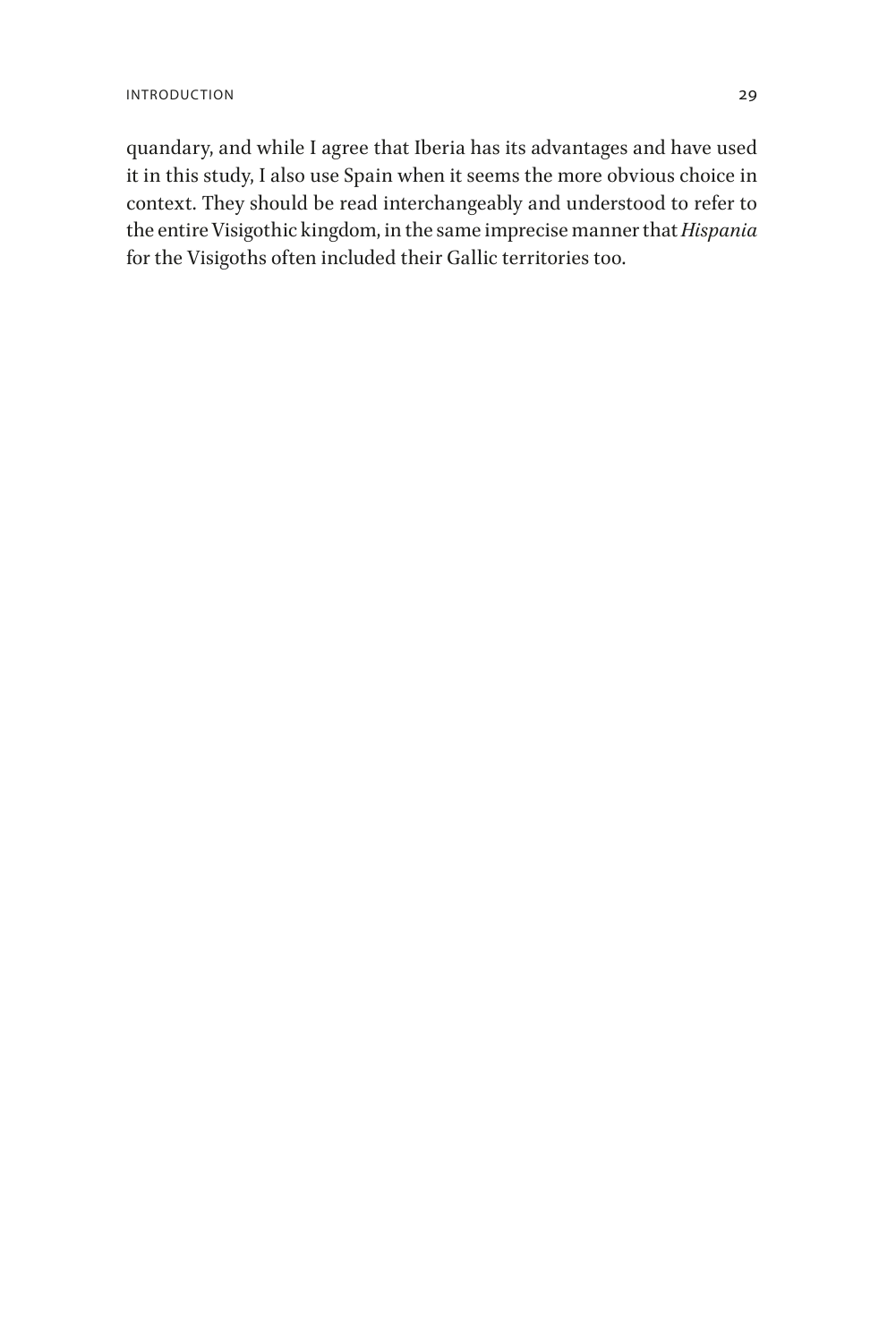quandary, and while I agree that Iberia has its advantages and have used it in this study, I also use Spain when it seems the more obvious choice in context. They should be read interchangeably and understood to refer to the entire Visigothic kingdom, in the same imprecise manner that *Hispania* for the Visigoths often included their Gallic territories too.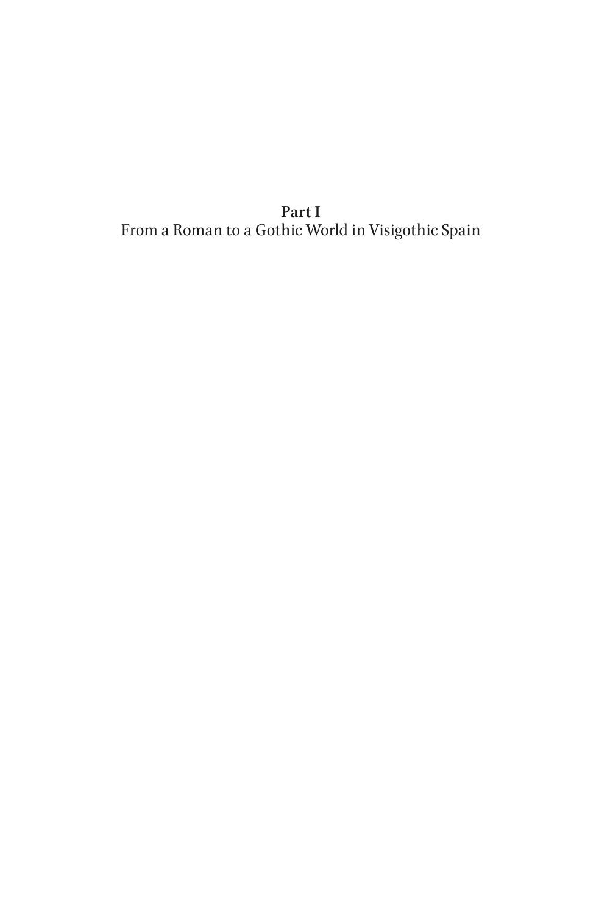# Part I
From a Roman to a Gothic World in Visigothic Spain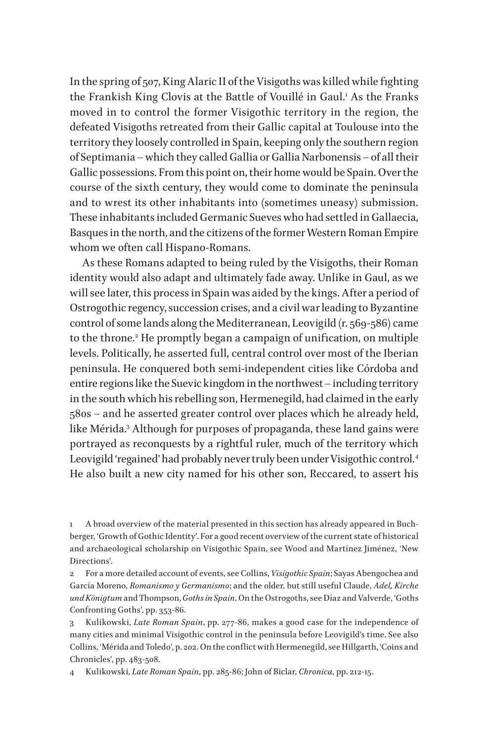In the spring of 507, King Alaric II of the Visigoths was killed while fighting the Frankish King Clovis at the Battle of Vouillé in Gaul.[1] As the Franks moved in to control the former Visigothic territory in the region, the defeated Visigoths retreated from their Gallic capital at Toulouse into the territory they loosely controlled in Spain, keeping only the southern region of Septimania – which they called Gallia or Gallia Narbonensis – of all their Gallic possessions. From this point on, their home would be Spain. Over the course of the sixth century, they would come to dominate the peninsula and to wrest its other inhabitants into (sometimes uneasy) submission. These inhabitants included Germanic Sueves who had settled in Gallaecia, Basques in the north, and the citizens of the former Western Roman Empire whom we often call Hispano-Romans.

As these Romans adapted to being ruled by the Visigoths, their Roman identity would also adapt and ultimately fade away. Unlike in Gaul, as we will see later, this process in Spain was aided by the kings. After a period of Ostrogothic regency, succession crises, and a civil war leading to Byzantine control of some lands along the Mediterranean, Leovigild (r. 569-586) came to the throne.[2] He promptly began a campaign of unification, on multiple levels. Politically, he asserted full, central control over most of the Iberian peninsula. He conquered both semi-independent cities like Córdoba and entire regions like the Suevic kingdom in the northwest – including territory in the south which his rebelling son, Hermenegild, had claimed in the early 580s – and he asserted greater control over places which he already held, like Mérida.[3] Although for purposes of propaganda, these land gains were portrayed as reconquests by a rightful ruler, much of the territory which Leovigild 'regained' had probably never truly been under Visigothic control.[4] He also built a new city named for his other son, Reccared, to assert his

1 A broad overview of the material presented in this section has already appeared in Buchberger, 'Growth of Gothic Identity'. For a good recent overview of the current state of historical and archaeological scholarship on Visigothic Spain, see Wood and Martínez Jiménez, 'New Directions'.

2 For a more detailed account of events, see Collins, *Visigothic Spain*; Sayas Abengochea and García Moreno, *Romanismo y Germanismo*; and the older, but still useful Claude, *Adel, Kirche und Königtum* and Thompson, *Goths in Spain*. On the Ostrogoths, see Díaz and Valverde, 'Goths Confronting Goths', pp. 353-86.

3 Kulikowski, *Late Roman Spain*, pp. 277-86, makes a good case for the independence of many cities and minimal Visigothic control in the peninsula before Leovigild's time. See also Collins, 'Mérida and Toledo', p. 202. On the conflict with Hermenegild, see Hillgarth, 'Coins and Chronicles', pp. 483-508.

4 Kulikowski, *Late Roman Spain*, pp. 285-86; John of Biclar, *Chronica*, pp. 212-15.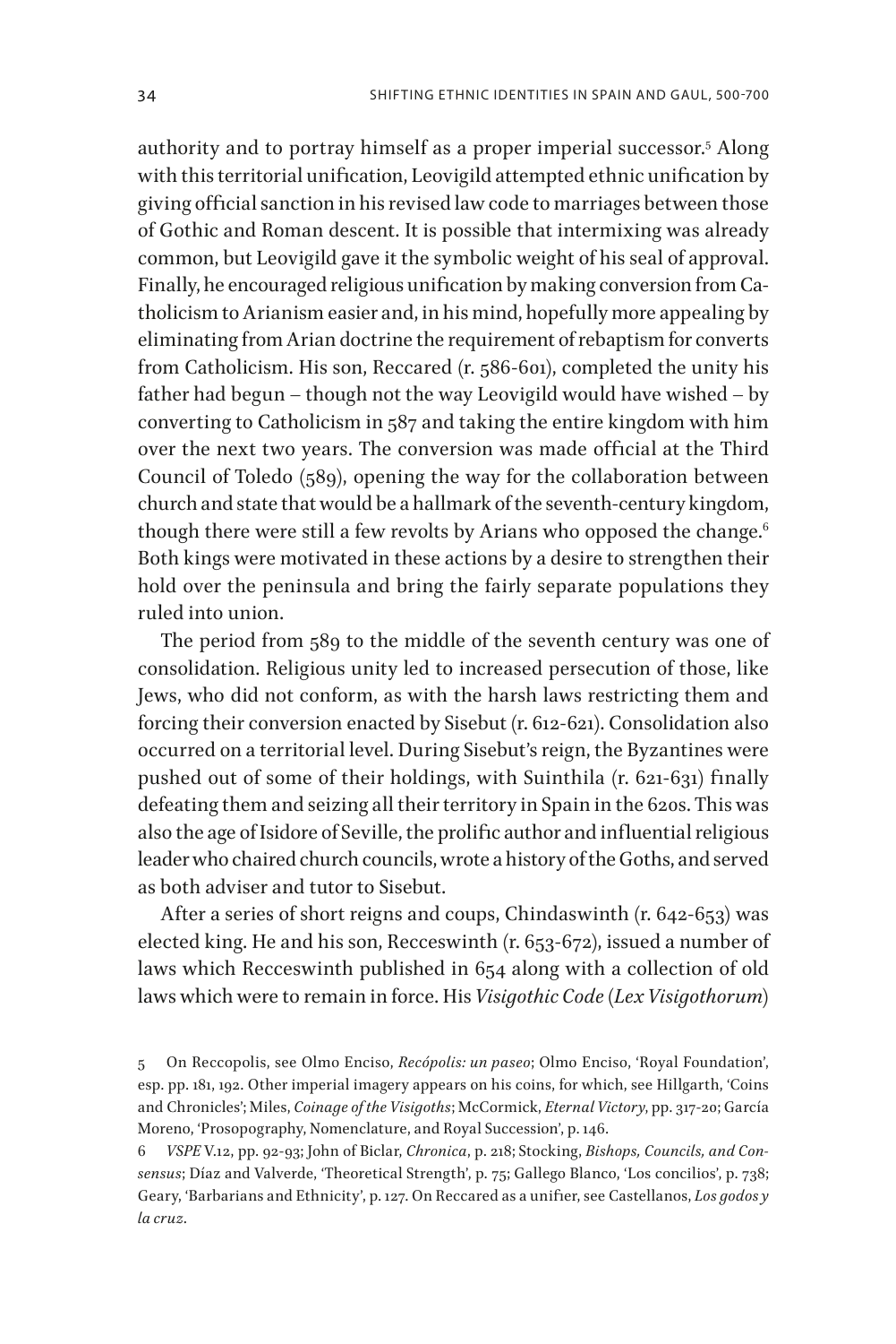authority and to portray himself as a proper imperial successor.[5] Along with this territorial unification, Leovigild attempted ethnic unification by giving official sanction in his revised law code to marriages between those of Gothic and Roman descent. It is possible that intermixing was already common, but Leovigild gave it the symbolic weight of his seal of approval. Finally, he encouraged religious unification by making conversion from Catholicism to Arianism easier and, in his mind, hopefully more appealing by eliminating from Arian doctrine the requirement of rebaptism for converts from Catholicism. His son, Reccared (r. 586-601), completed the unity his father had begun – though not the way Leovigild would have wished – by converting to Catholicism in 587 and taking the entire kingdom with him over the next two years. The conversion was made official at the Third Council of Toledo (589), opening the way for the collaboration between church and state that would be a hallmark of the seventh-century kingdom, though there were still a few revolts by Arians who opposed the change.[6] Both kings were motivated in these actions by a desire to strengthen their hold over the peninsula and bring the fairly separate populations they ruled into union.

The period from 589 to the middle of the seventh century was one of consolidation. Religious unity led to increased persecution of those, like Jews, who did not conform, as with the harsh laws restricting them and forcing their conversion enacted by Sisebut (r. 612-621). Consolidation also occurred on a territorial level. During Sisebut's reign, the Byzantines were pushed out of some of their holdings, with Suinthila (r. 621-631) finally defeating them and seizing all their territory in Spain in the 620s. This was also the age of Isidore of Seville, the prolific author and influential religious leader who chaired church councils, wrote a history of the Goths, and served as both adviser and tutor to Sisebut.

After a series of short reigns and coups, Chindaswinth (r. 642-653) was elected king. He and his son, Recceswinth (r. 653-672), issued a number of laws which Recceswinth published in 654 along with a collection of old laws which were to remain in force. His *Visigothic Code* (*Lex Visigothorum*)

5 On Reccopolis, see Olmo Enciso, *Recópolis: un paseo*; Olmo Enciso, 'Royal Foundation', esp. pp. 181, 192. Other imperial imagery appears on his coins, for which, see Hillgarth, 'Coins and Chronicles'; Miles, *Coinage of the Visigoths*; McCormick, *Eternal Victory*, pp. 317-20; García Moreno, 'Prosopography, Nomenclature, and Royal Succession', p. 146.

6 *VSPE* V.12, pp. 92-93; John of Biclar, *Chronica*, p. 218; Stocking, *Bishops, Councils, and Consensus*; Díaz and Valverde, 'Theoretical Strength', p. 75; Gallego Blanco, 'Los concilios', p. 738; Geary, 'Barbarians and Ethnicity', p. 127. On Reccared as a unifier, see Castellanos, *Los godos y la cruz*.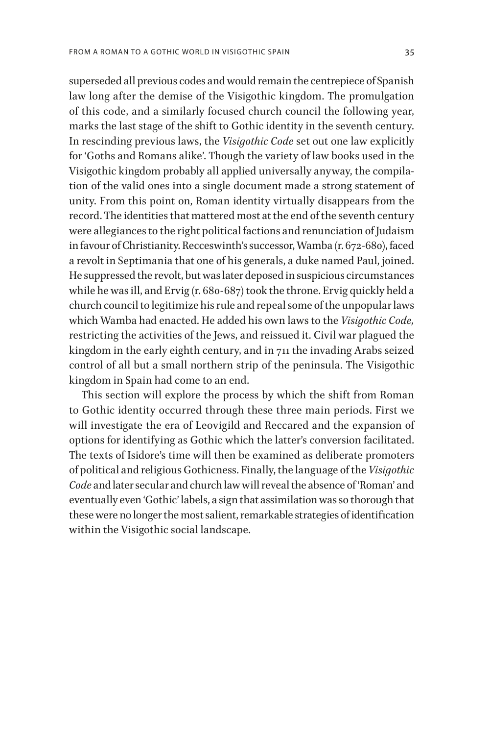superseded all previous codes and would remain the centrepiece of Spanish law long after the demise of the Visigothic kingdom. The promulgation of this code, and a similarly focused church council the following year, marks the last stage of the shift to Gothic identity in the seventh century. In rescinding previous laws, the *Visigothic Code* set out one law explicitly for 'Goths and Romans alike'. Though the variety of law books used in the Visigothic kingdom probably all applied universally anyway, the compilation of the valid ones into a single document made a strong statement of unity. From this point on, Roman identity virtually disappears from the record. The identities that mattered most at the end of the seventh century were allegiances to the right political factions and renunciation of Judaism in favour of Christianity. Recceswinth's successor, Wamba (r. 672-680), faced a revolt in Septimania that one of his generals, a duke named Paul, joined. He suppressed the revolt, but was later deposed in suspicious circumstances while he was ill, and Ervig (r. 680-687) took the throne. Ervig quickly held a church council to legitimize his rule and repeal some of the unpopular laws which Wamba had enacted. He added his own laws to the *Visigothic Code,* restricting the activities of the Jews, and reissued it. Civil war plagued the kingdom in the early eighth century, and in 711 the invading Arabs seized control of all but a small northern strip of the peninsula. The Visigothic kingdom in Spain had come to an end.

This section will explore the process by which the shift from Roman to Gothic identity occurred through these three main periods. First we will investigate the era of Leovigild and Reccared and the expansion of options for identifying as Gothic which the latter's conversion facilitated. The texts of Isidore's time will then be examined as deliberate promoters of political and religious Gothicness. Finally, the language of the *Visigothic Code* and later secular and church law will reveal the absence of 'Roman' and eventually even 'Gothic' labels, a sign that assimilation was so thorough that these were no longer the most salient, remarkable strategies of identification within the Visigothic social landscape.